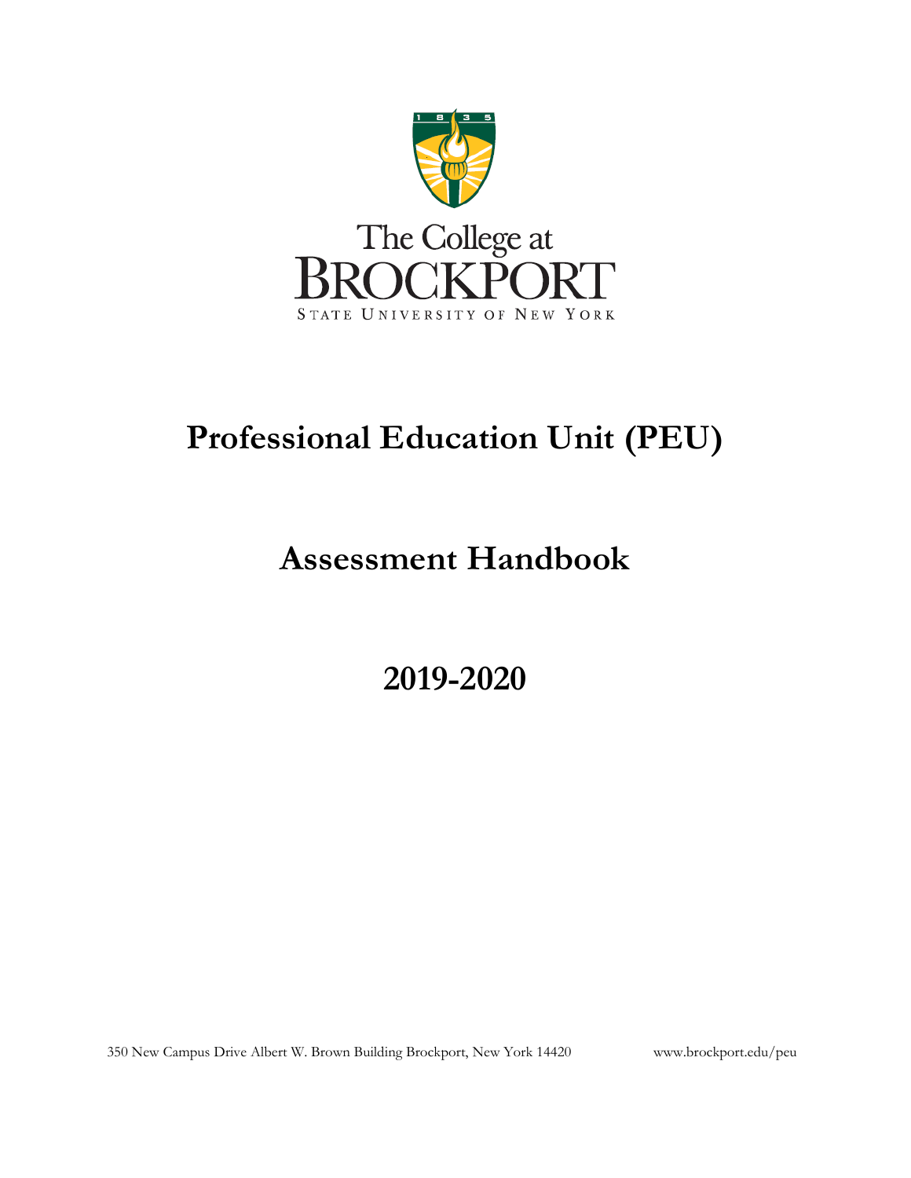The College at BROCKPORT

STATE UNIVERSITY OF NEW YORK

# Professional Education Unit (PEU)

# Assessment Handbook

# 2019-2020

350 New Campus Drive Albert W. Brown Building Brockport, New York 14420 www.brockport.edu/peu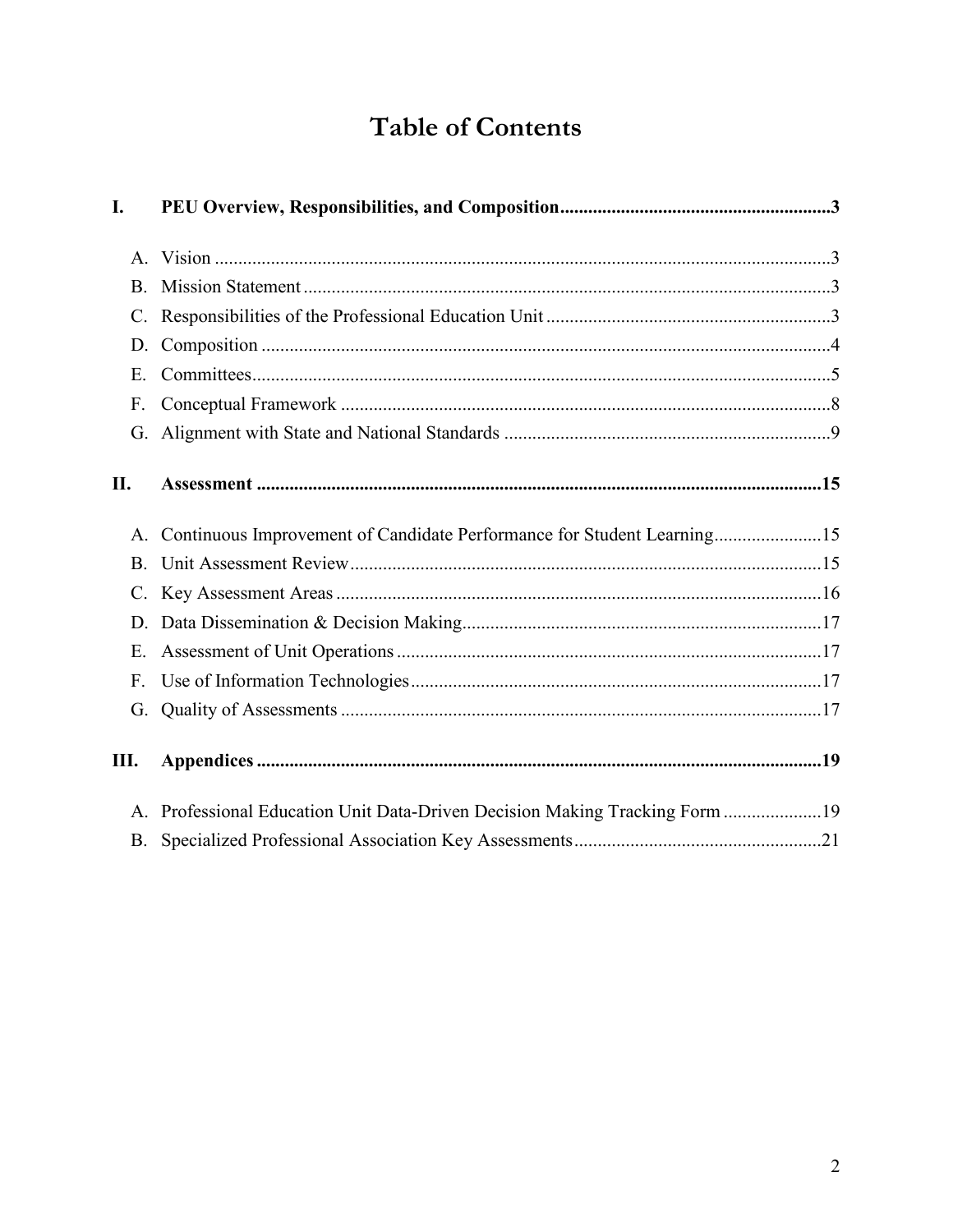# Table of Contents

**I. PEU Overview, Responsibilities, and Composition....................................................3**

A. Vision ....................................................................................................................3
B. Mission Statement .................................................................................................3
C. Responsibilities of the Professional Education Unit .............................................3
D. Composition .........................................................................................................4
E. Committees............................................................................................................5
F. Conceptual Framework .........................................................................................8
G. Alignment with State and National Standards ......................................................9

**II. Assessment .........................................................................................................15**

A. Continuous Improvement of Candidate Performance for Student Learning.......................15
B. Unit Assessment Review.......................................................................................15
C. Key Assessment Areas .........................................................................................16
D. Data Dissemination & Decision Making...............................................................17
E. Assessment of Unit Operations.............................................................................17
F. Use of Information Technologies..........................................................................17
G. Quality of Assessments ........................................................................................17

**III. Appendices .........................................................................................................19**

A. Professional Education Unit Data-Driven Decision Making Tracking Form .....................19
B. Specialized Professional Association Key Assessments.......................................21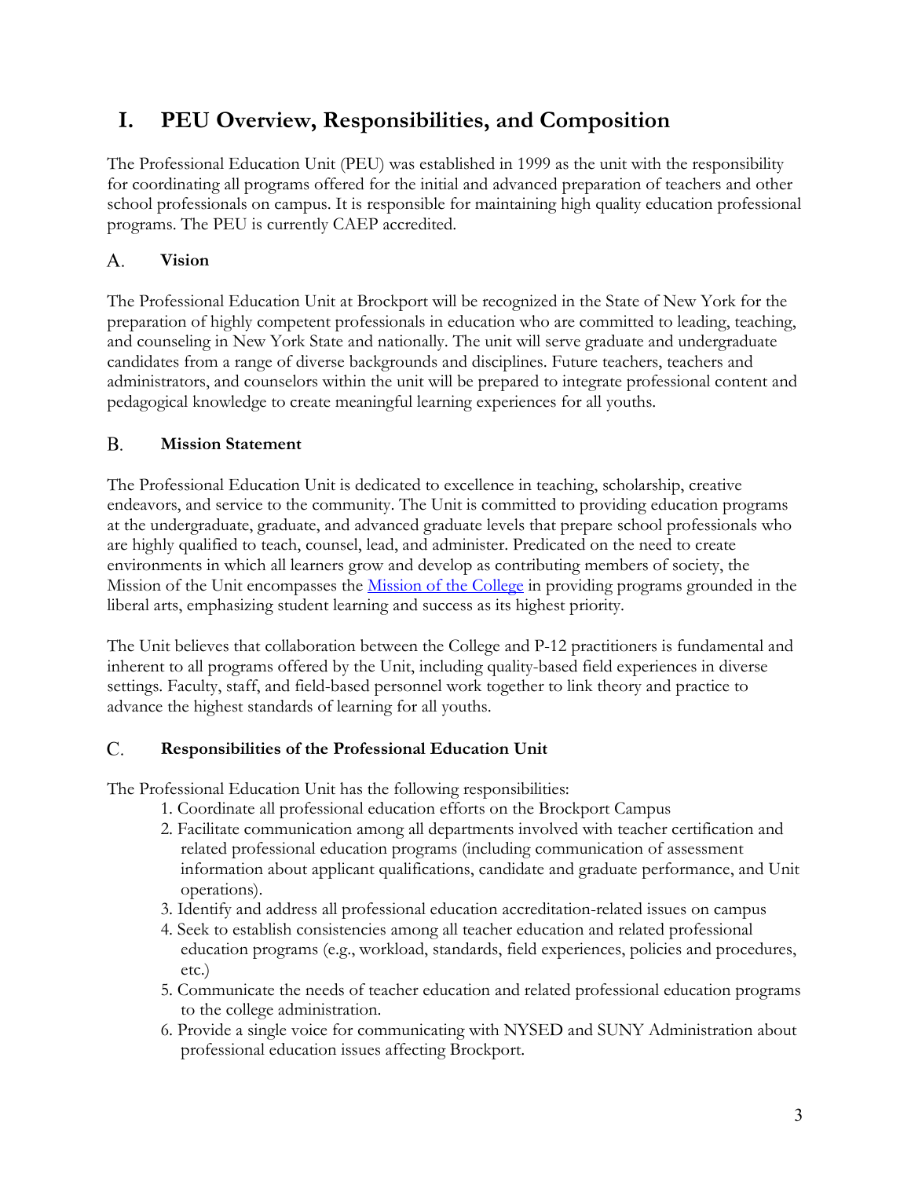# I. PEU Overview, Responsibilities, and Composition

The Professional Education Unit (PEU) was established in 1999 as the unit with the responsibility for coordinating all programs offered for the initial and advanced preparation of teachers and other school professionals on campus. It is responsible for maintaining high quality education professional programs. The PEU is currently CAEP accredited.

## A. Vision

The Professional Education Unit at Brockport will be recognized in the State of New York for the preparation of highly competent professionals in education who are committed to leading, teaching, and counseling in New York State and nationally. The unit will serve graduate and undergraduate candidates from a range of diverse backgrounds and disciplines. Future teachers, teachers and administrators, and counselors within the unit will be prepared to integrate professional content and pedagogical knowledge to create meaningful learning experiences for all youths.

## B. Mission Statement

The Professional Education Unit is dedicated to excellence in teaching, scholarship, creative endeavors, and service to the community. The Unit is committed to providing education programs at the undergraduate, graduate, and advanced graduate levels that prepare school professionals who are highly qualified to teach, counsel, lead, and administer. Predicated on the need to create environments in which all learners grow and develop as contributing members of society, the Mission of the Unit encompasses the Mission of the College in providing programs grounded in the liberal arts, emphasizing student learning and success as its highest priority.

The Unit believes that collaboration between the College and P-12 practitioners is fundamental and inherent to all programs offered by the Unit, including quality-based field experiences in diverse settings. Faculty, staff, and field-based personnel work together to link theory and practice to advance the highest standards of learning for all youths.

## C. Responsibilities of the Professional Education Unit

The Professional Education Unit has the following responsibilities:

1. Coordinate all professional education efforts on the Brockport Campus
2. Facilitate communication among all departments involved with teacher certification and related professional education programs (including communication of assessment information about applicant qualifications, candidate and graduate performance, and Unit operations).
3. Identify and address all professional education accreditation-related issues on campus
4. Seek to establish consistencies among all teacher education and related professional education programs (e.g., workload, standards, field experiences, policies and procedures, etc.)
5. Communicate the needs of teacher education and related professional education programs to the college administration.
6. Provide a single voice for communicating with NYSED and SUNY Administration about professional education issues affecting Brockport.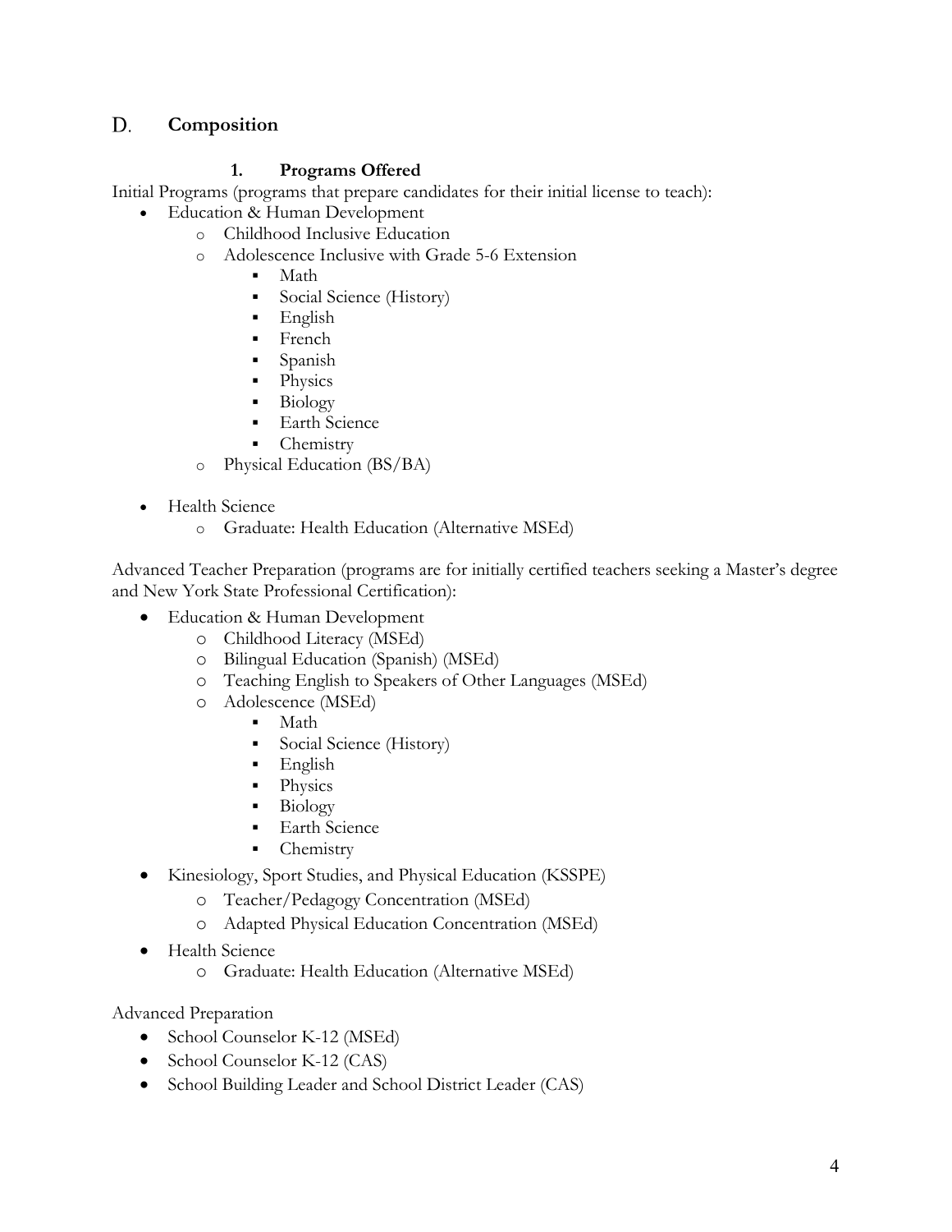## D. Composition

### 1. Programs Offered

Initial Programs (programs that prepare candidates for their initial license to teach):

- Education & Human Development
  - Childhood Inclusive Education
  - Adolescence Inclusive with Grade 5-6 Extension
    - Math
    - Social Science (History)
    - English
    - French
    - Spanish
    - Physics
    - Biology
    - Earth Science
    - Chemistry
  - Physical Education (BS/BA)
- Health Science
  - Graduate: Health Education (Alternative MSEd)

Advanced Teacher Preparation (programs are for initially certified teachers seeking a Master's degree and New York State Professional Certification):

- Education & Human Development
  - Childhood Literacy (MSEd)
  - Bilingual Education (Spanish) (MSEd)
  - Teaching English to Speakers of Other Languages (MSEd)
  - Adolescence (MSEd)
    - Math
    - Social Science (History)
    - English
    - Physics
    - Biology
    - Earth Science
    - Chemistry
- Kinesiology, Sport Studies, and Physical Education (KSSPE)
  - Teacher/Pedagogy Concentration (MSEd)
  - Adapted Physical Education Concentration (MSEd)
- Health Science
  - Graduate: Health Education (Alternative MSEd)

Advanced Preparation

- School Counselor K-12 (MSEd)
- School Counselor K-12 (CAS)
- School Building Leader and School District Leader (CAS)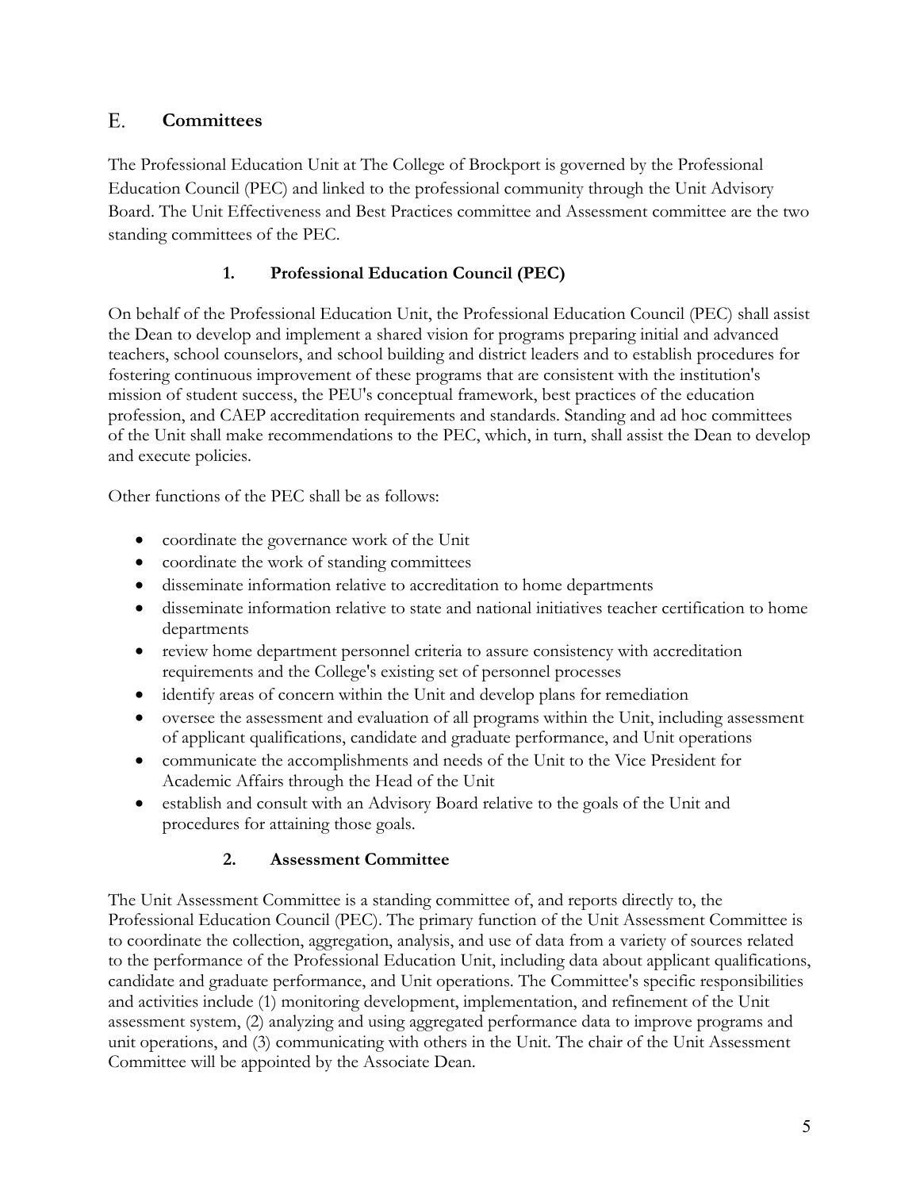## E. Committees

The Professional Education Unit at The College of Brockport is governed by the Professional Education Council (PEC) and linked to the professional community through the Unit Advisory Board. The Unit Effectiveness and Best Practices committee and Assessment committee are the two standing committees of the PEC.

### 1. Professional Education Council (PEC)

On behalf of the Professional Education Unit, the Professional Education Council (PEC) shall assist the Dean to develop and implement a shared vision for programs preparing initial and advanced teachers, school counselors, and school building and district leaders and to establish procedures for fostering continuous improvement of these programs that are consistent with the institution's mission of student success, the PEU's conceptual framework, best practices of the education profession, and CAEP accreditation requirements and standards. Standing and ad hoc committees of the Unit shall make recommendations to the PEC, which, in turn, shall assist the Dean to develop and execute policies.

Other functions of the PEC shall be as follows:

- coordinate the governance work of the Unit
- coordinate the work of standing committees
- disseminate information relative to accreditation to home departments
- disseminate information relative to state and national initiatives teacher certification to home departments
- review home department personnel criteria to assure consistency with accreditation requirements and the College's existing set of personnel processes
- identify areas of concern within the Unit and develop plans for remediation
- oversee the assessment and evaluation of all programs within the Unit, including assessment of applicant qualifications, candidate and graduate performance, and Unit operations
- communicate the accomplishments and needs of the Unit to the Vice President for Academic Affairs through the Head of the Unit
- establish and consult with an Advisory Board relative to the goals of the Unit and procedures for attaining those goals.

### 2. Assessment Committee

The Unit Assessment Committee is a standing committee of, and reports directly to, the Professional Education Council (PEC). The primary function of the Unit Assessment Committee is to coordinate the collection, aggregation, analysis, and use of data from a variety of sources related to the performance of the Professional Education Unit, including data about applicant qualifications, candidate and graduate performance, and Unit operations. The Committee's specific responsibilities and activities include (1) monitoring development, implementation, and refinement of the Unit assessment system, (2) analyzing and using aggregated performance data to improve programs and unit operations, and (3) communicating with others in the Unit. The chair of the Unit Assessment Committee will be appointed by the Associate Dean.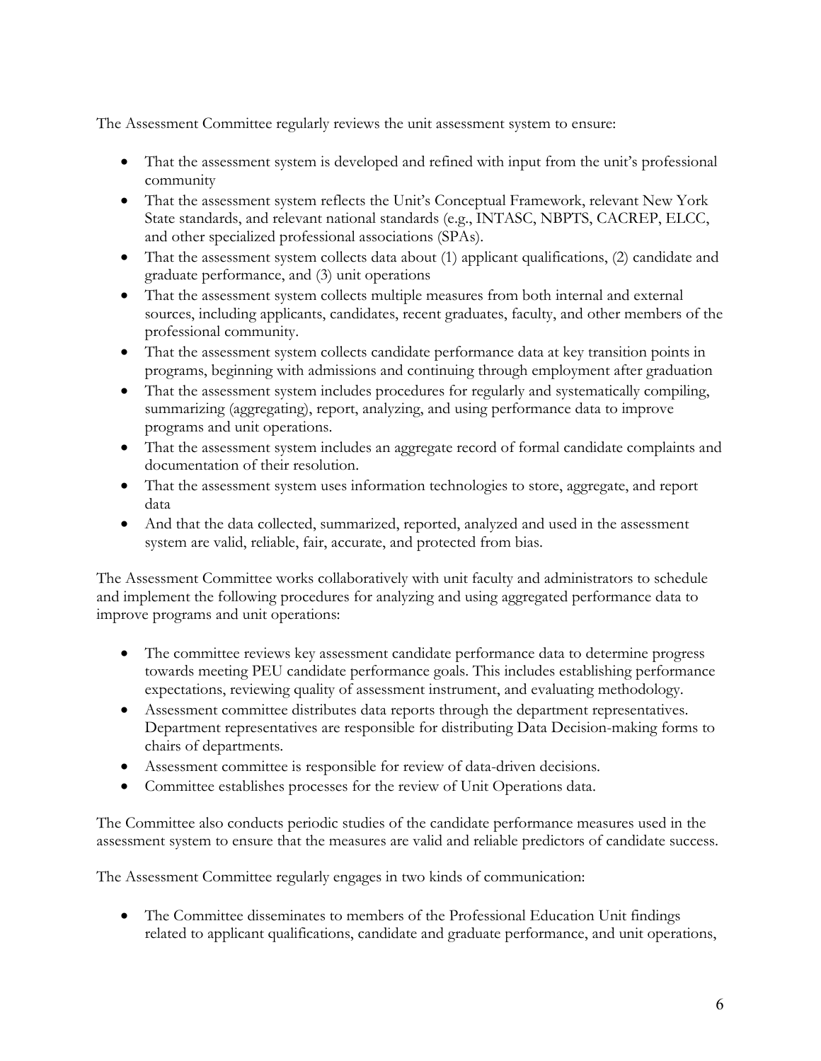The Assessment Committee regularly reviews the unit assessment system to ensure:

- That the assessment system is developed and refined with input from the unit's professional community
- That the assessment system reflects the Unit's Conceptual Framework, relevant New York State standards, and relevant national standards (e.g., INTASC, NBPTS, CACREP, ELCC, and other specialized professional associations (SPAs).
- That the assessment system collects data about (1) applicant qualifications, (2) candidate and graduate performance, and (3) unit operations
- That the assessment system collects multiple measures from both internal and external sources, including applicants, candidates, recent graduates, faculty, and other members of the professional community.
- That the assessment system collects candidate performance data at key transition points in programs, beginning with admissions and continuing through employment after graduation
- That the assessment system includes procedures for regularly and systematically compiling, summarizing (aggregating), report, analyzing, and using performance data to improve programs and unit operations.
- That the assessment system includes an aggregate record of formal candidate complaints and documentation of their resolution.
- That the assessment system uses information technologies to store, aggregate, and report data
- And that the data collected, summarized, reported, analyzed and used in the assessment system are valid, reliable, fair, accurate, and protected from bias.

The Assessment Committee works collaboratively with unit faculty and administrators to schedule and implement the following procedures for analyzing and using aggregated performance data to improve programs and unit operations:

- The committee reviews key assessment candidate performance data to determine progress towards meeting PEU candidate performance goals. This includes establishing performance expectations, reviewing quality of assessment instrument, and evaluating methodology.
- Assessment committee distributes data reports through the department representatives. Department representatives are responsible for distributing Data Decision-making forms to chairs of departments.
- Assessment committee is responsible for review of data-driven decisions.
- Committee establishes processes for the review of Unit Operations data.

The Committee also conducts periodic studies of the candidate performance measures used in the assessment system to ensure that the measures are valid and reliable predictors of candidate success.

The Assessment Committee regularly engages in two kinds of communication:

- The Committee disseminates to members of the Professional Education Unit findings related to applicant qualifications, candidate and graduate performance, and unit operations,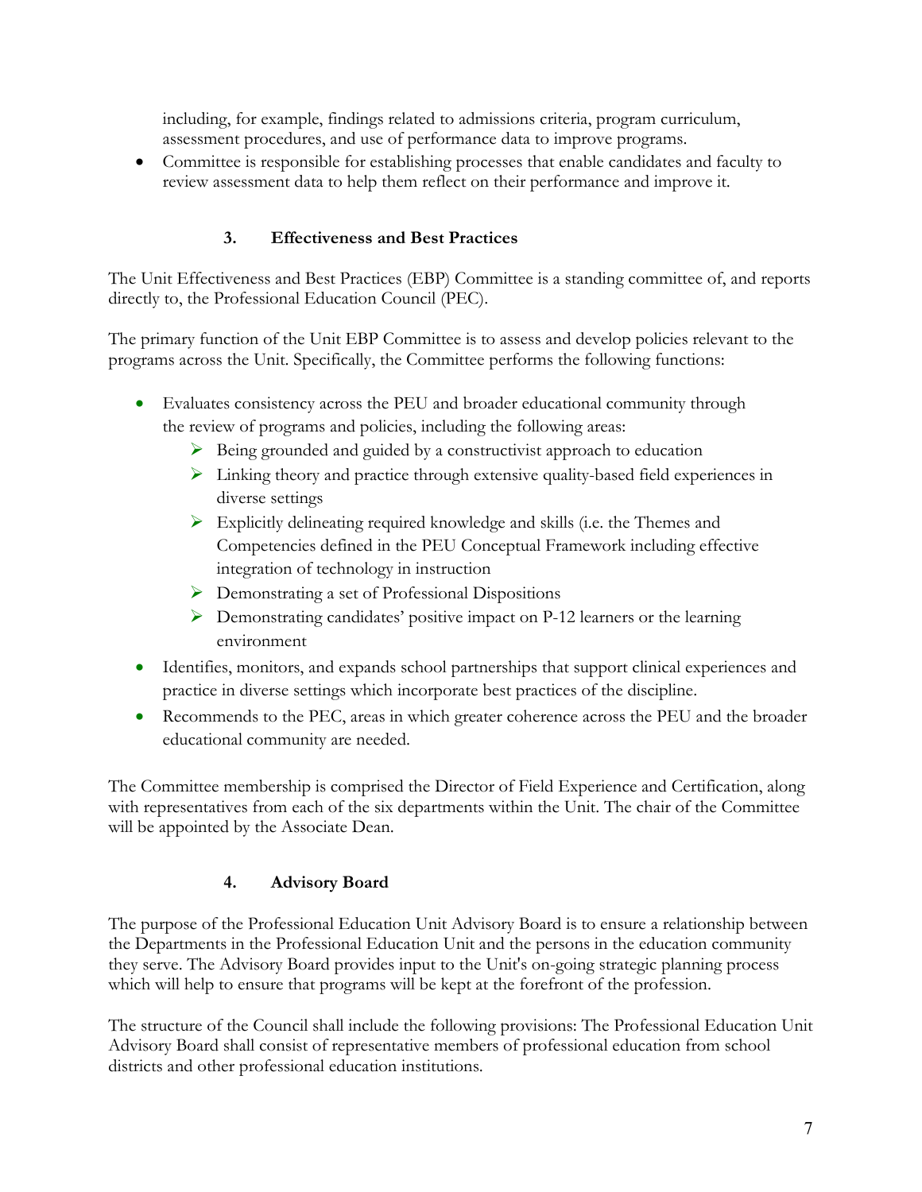including, for example, findings related to admissions criteria, program curriculum, assessment procedures, and use of performance data to improve programs.

- Committee is responsible for establishing processes that enable candidates and faculty to review assessment data to help them reflect on their performance and improve it.

### 3. Effectiveness and Best Practices

The Unit Effectiveness and Best Practices (EBP) Committee is a standing committee of, and reports directly to, the Professional Education Council (PEC).

The primary function of the Unit EBP Committee is to assess and develop policies relevant to the programs across the Unit. Specifically, the Committee performs the following functions:

- Evaluates consistency across the PEU and broader educational community through the review of programs and policies, including the following areas:
  - Being grounded and guided by a constructivist approach to education
  - Linking theory and practice through extensive quality-based field experiences in diverse settings
  - Explicitly delineating required knowledge and skills (i.e. the Themes and Competencies defined in the PEU Conceptual Framework including effective integration of technology in instruction
  - Demonstrating a set of Professional Dispositions
  - Demonstrating candidates' positive impact on P-12 learners or the learning environment
- Identifies, monitors, and expands school partnerships that support clinical experiences and practice in diverse settings which incorporate best practices of the discipline.
- Recommends to the PEC, areas in which greater coherence across the PEU and the broader educational community are needed.

The Committee membership is comprised the Director of Field Experience and Certification, along with representatives from each of the six departments within the Unit. The chair of the Committee will be appointed by the Associate Dean.

### 4. Advisory Board

The purpose of the Professional Education Unit Advisory Board is to ensure a relationship between the Departments in the Professional Education Unit and the persons in the education community they serve. The Advisory Board provides input to the Unit's on-going strategic planning process which will help to ensure that programs will be kept at the forefront of the profession.

The structure of the Council shall include the following provisions: The Professional Education Unit Advisory Board shall consist of representative members of professional education from school districts and other professional education institutions.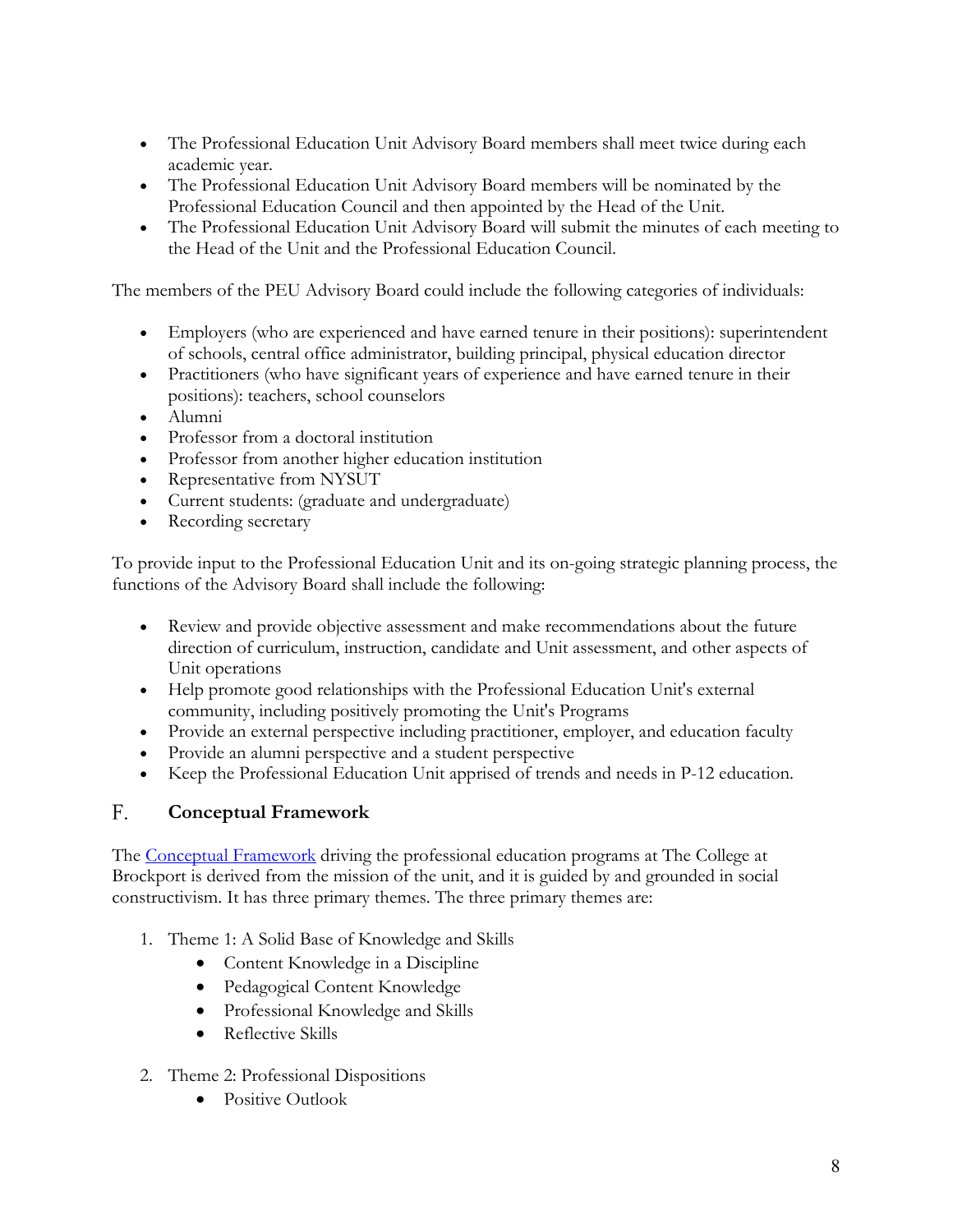- The Professional Education Unit Advisory Board members shall meet twice during each academic year.
- The Professional Education Unit Advisory Board members will be nominated by the Professional Education Council and then appointed by the Head of the Unit.
- The Professional Education Unit Advisory Board will submit the minutes of each meeting to the Head of the Unit and the Professional Education Council.

The members of the PEU Advisory Board could include the following categories of individuals:

- Employers (who are experienced and have earned tenure in their positions): superintendent of schools, central office administrator, building principal, physical education director
- Practitioners (who have significant years of experience and have earned tenure in their positions): teachers, school counselors
- Alumni
- Professor from a doctoral institution
- Professor from another higher education institution
- Representative from NYSUT
- Current students: (graduate and undergraduate)
- Recording secretary

To provide input to the Professional Education Unit and its on-going strategic planning process, the functions of the Advisory Board shall include the following:

- Review and provide objective assessment and make recommendations about the future direction of curriculum, instruction, candidate and Unit assessment, and other aspects of Unit operations
- Help promote good relationships with the Professional Education Unit's external community, including positively promoting the Unit's Programs
- Provide an external perspective including practitioner, employer, and education faculty
- Provide an alumni perspective and a student perspective
- Keep the Professional Education Unit apprised of trends and needs in P-12 education.

## F. Conceptual Framework

The [Conceptual Framework] driving the professional education programs at The College at Brockport is derived from the mission of the unit, and it is guided by and grounded in social constructivism. It has three primary themes. The three primary themes are:

1. Theme 1: A Solid Base of Knowledge and Skills
   - Content Knowledge in a Discipline
   - Pedagogical Content Knowledge
   - Professional Knowledge and Skills
   - Reflective Skills

2. Theme 2: Professional Dispositions
   - Positive Outlook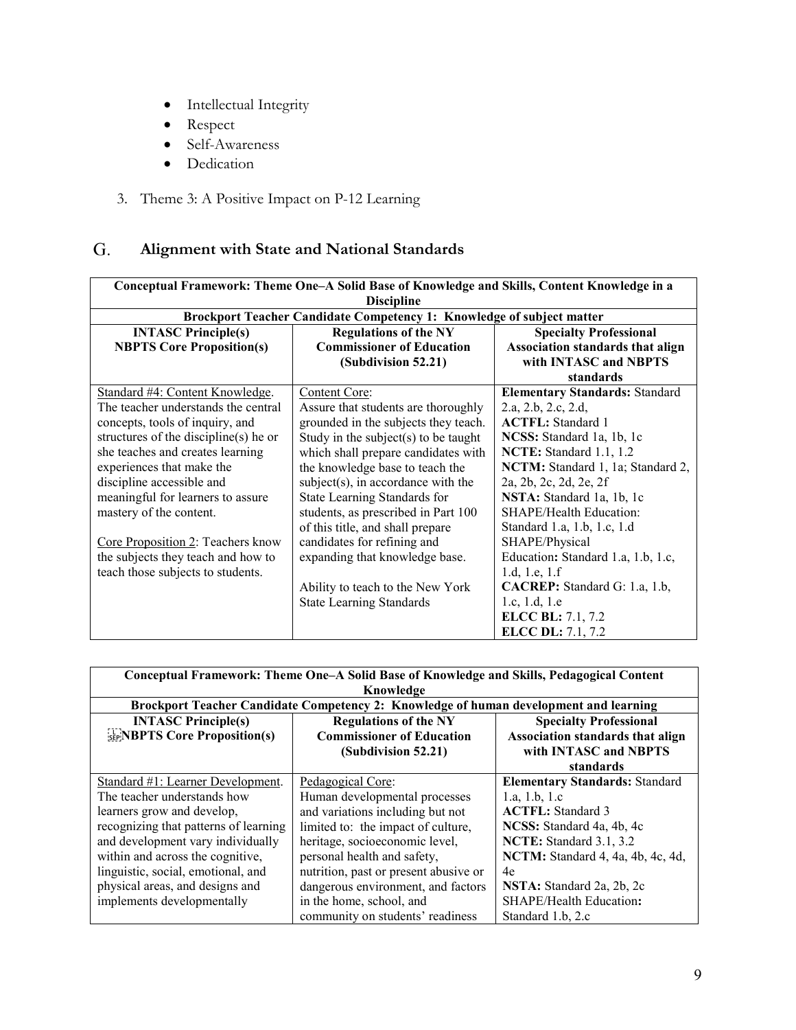- Intellectual Integrity
- Respect
- Self-Awareness
- Dedication

3. Theme 3: A Positive Impact on P-12 Learning

## G. Alignment with State and National Standards

| Conceptual Framework: Theme One–A Solid Base of Knowledge and Skills, Content Knowledge in a Discipline | | |
|---|---|---|
| **Brockport Teacher Candidate Competency 1: Knowledge of subject matter** | | |
| **INTASC Principle(s)<br>NBPTS Core Proposition(s)** | **Regulations of the NY Commissioner of Education (Subdivision 52.21)** | **Specialty Professional Association standards that align with INTASC and NBPTS standards** |
| Standard #4: Content Knowledge. The teacher understands the central concepts, tools of inquiry, and structures of the discipline(s) he or she teaches and creates learning experiences that make the discipline accessible and meaningful for learners to assure mastery of the content.<br><br>Core Proposition 2: Teachers know the subjects they teach and how to teach those subjects to students. | Content Core:<br>Assure that students are thoroughly grounded in the subjects they teach. Study in the subject(s) to be taught which shall prepare candidates with the knowledge base to teach the subject(s), in accordance with the State Learning Standards for students, as prescribed in Part 100 of this title, and shall prepare candidates for refining and expanding that knowledge base.<br><br>Ability to teach to the New York State Learning Standards | **Elementary Standards:** Standard 2.a, 2.b, 2.c, 2.d,<br>**ACTFL:** Standard 1<br>**NCSS:** Standard 1a, 1b, 1c<br>**NCTE:** Standard 1.1, 1.2<br>**NCTM:** Standard 1, 1a; Standard 2, 2a, 2b, 2c, 2d, 2e, 2f<br>**NSTA:** Standard 1a, 1b, 1c<br>SHAPE/Health Education: Standard 1.a, 1.b, 1.c, 1.d<br>SHAPE/Physical Education**:** Standard 1.a, 1.b, 1.c, 1.d, 1.e, 1.f<br>**CACREP:** Standard G: 1.a, 1.b, 1.c, 1.d, 1.e<br>**ELCC BL:** 7.1, 7.2<br>**ELCC DL:** 7.1, 7.2 |

| Conceptual Framework: Theme One–A Solid Base of Knowledge and Skills, Pedagogical Content Knowledge | | |
|---|---|---|
| **Brockport Teacher Candidate Competency 2: Knowledge of human development and learning** | | |
| **INTASC Principle(s)<br>NBPTS Core Proposition(s)** | **Regulations of the NY Commissioner of Education (Subdivision 52.21)** | **Specialty Professional Association standards that align with INTASC and NBPTS standards** |
| Standard #1: Learner Development. The teacher understands how learners grow and develop, recognizing that patterns of learning and development vary individually within and across the cognitive, linguistic, social, emotional, and physical areas, and designs and implements developmentally | Pedagogical Core:<br>Human developmental processes and variations including but not limited to: the impact of culture, heritage, socioeconomic level, personal health and safety, nutrition, past or present abusive or dangerous environment, and factors in the home, school, and community on students' readiness | **Elementary Standards:** Standard 1.a, 1.b, 1.c<br>**ACTFL:** Standard 3<br>**NCSS:** Standard 4a, 4b, 4c<br>**NCTE:** Standard 3.1, 3.2<br>**NCTM:** Standard 4, 4a, 4b, 4c, 4d, 4e<br>**NSTA:** Standard 2a, 2b, 2c<br>SHAPE/Health Education**:** Standard 1.b, 2.c |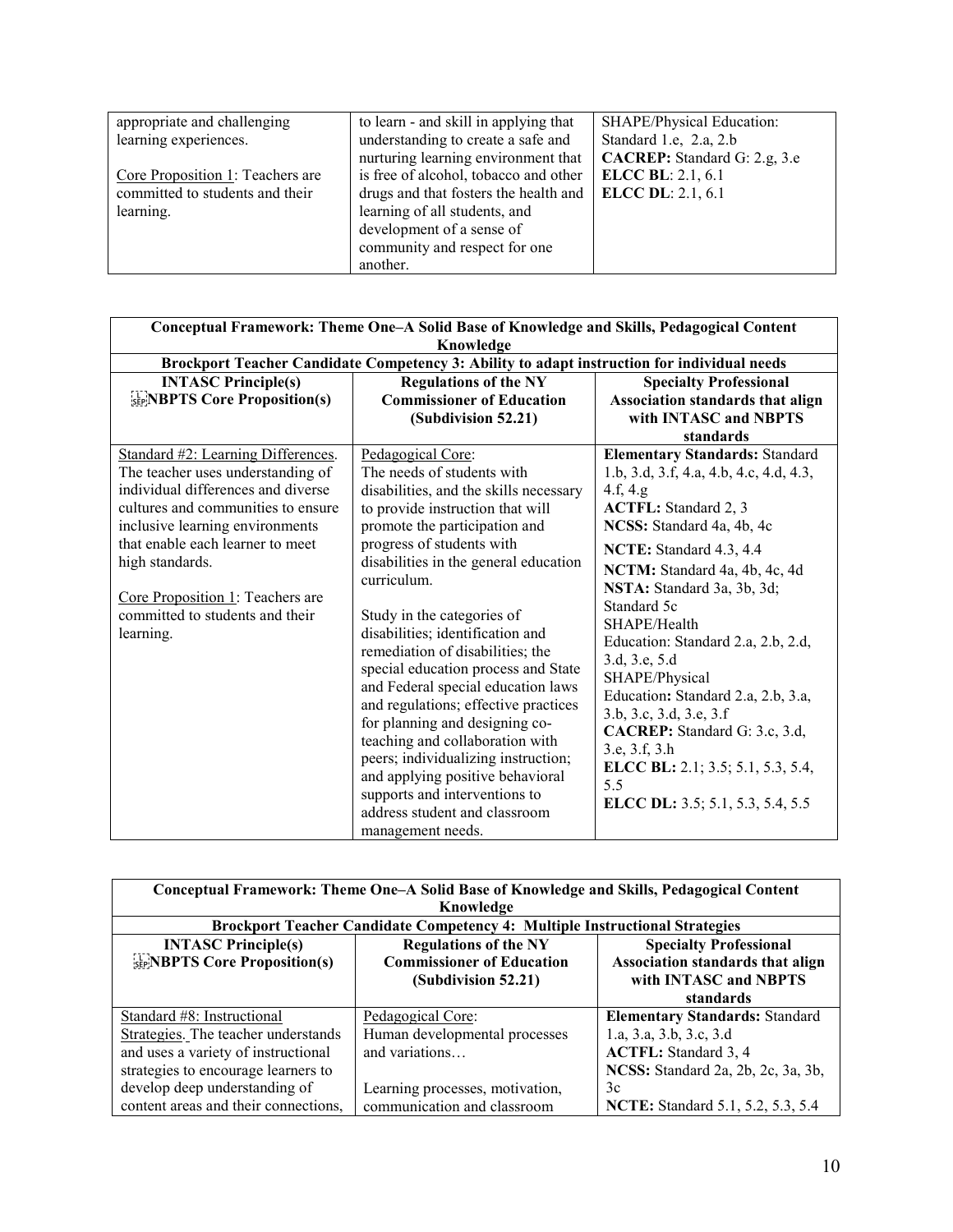| appropriate and challenging learning experiences.<br><br>Core Proposition 1: Teachers are committed to students and their learning. | to learn - and skill in applying that understanding to create a safe and nurturing learning environment that is free of alcohol, tobacco and other drugs and that fosters the health and learning of all students, and development of a sense of community and respect for one another. | SHAPE/Physical Education: Standard 1.e, 2.a, 2.b<br>**CACREP:** Standard G: 2.g, 3.e<br>**ELCC BL**: 2.1, 6.1<br>**ELCC DL**: 2.1, 6.1 |
|---|---|---|

| **Conceptual Framework: Theme One–A Solid Base of Knowledge and Skills, Pedagogical Content Knowledge** | | |
|---|---|---|
| **Brockport Teacher Candidate Competency 3: Ability to adapt instruction for individual needs** | | |
| **INTASC Principle(s)**<br>**NBPTS Core Proposition(s)** | **Regulations of the NY Commissioner of Education (Subdivision 52.21)** | **Specialty Professional Association standards that align with INTASC and NBPTS standards** |
| Standard #2: Learning Differences. The teacher uses understanding of individual differences and diverse cultures and communities to ensure inclusive learning environments that enable each learner to meet high standards.<br><br>Core Proposition 1: Teachers are committed to students and their learning. | Pedagogical Core:<br>The needs of students with disabilities, and the skills necessary to provide instruction that will promote the participation and progress of students with disabilities in the general education curriculum.<br><br>Study in the categories of disabilities; identification and remediation of disabilities; the special education process and State and Federal special education laws and regulations; effective practices for planning and designing co-teaching and collaboration with peers; individualizing instruction; and applying positive behavioral supports and interventions to address student and classroom management needs. | **Elementary Standards:** Standard 1.b, 3.d, 3.f, 4.a, 4.b, 4.c, 4.d, 4.3, 4.f, 4.g<br>**ACTFL:** Standard 2, 3<br>**NCSS:** Standard 4a, 4b, 4c<br>**NCTE:** Standard 4.3, 4.4<br>**NCTM:** Standard 4a, 4b, 4c, 4d<br>**NSTA:** Standard 3a, 3b, 3d; Standard 5c<br>SHAPE/Health Education: Standard 2.a, 2.b, 2.d, 3.d, 3.e, 5.d<br>SHAPE/Physical Education**:** Standard 2.a, 2.b, 3.a, 3.b, 3.c, 3.d, 3.e, 3.f<br>**CACREP:** Standard G: 3.c, 3.d, 3.e, 3.f, 3.h<br>**ELCC BL:** 2.1; 3.5; 5.1, 5.3, 5.4, 5.5<br>**ELCC DL:** 3.5; 5.1, 5.3, 5.4, 5.5 |

| **Conceptual Framework: Theme One–A Solid Base of Knowledge and Skills, Pedagogical Content Knowledge** | | |
|---|---|---|
| **Brockport Teacher Candidate Competency 4: Multiple Instructional Strategies** | | |
| **INTASC Principle(s)**<br>**NBPTS Core Proposition(s)** | **Regulations of the NY Commissioner of Education (Subdivision 52.21)** | **Specialty Professional Association standards that align with INTASC and NBPTS standards** |
| Standard #8: Instructional Strategies. The teacher understands and uses a variety of instructional strategies to encourage learners to develop deep understanding of content areas and their connections, | Pedagogical Core:<br>Human developmental processes and variations…<br><br>Learning processes, motivation, communication and classroom | **Elementary Standards:** Standard 1.a, 3.a, 3.b, 3.c, 3.d<br>**ACTFL:** Standard 3, 4<br>**NCSS:** Standard 2a, 2b, 2c, 3a, 3b, 3c<br>**NCTE:** Standard 5.1, 5.2, 5.3, 5.4 |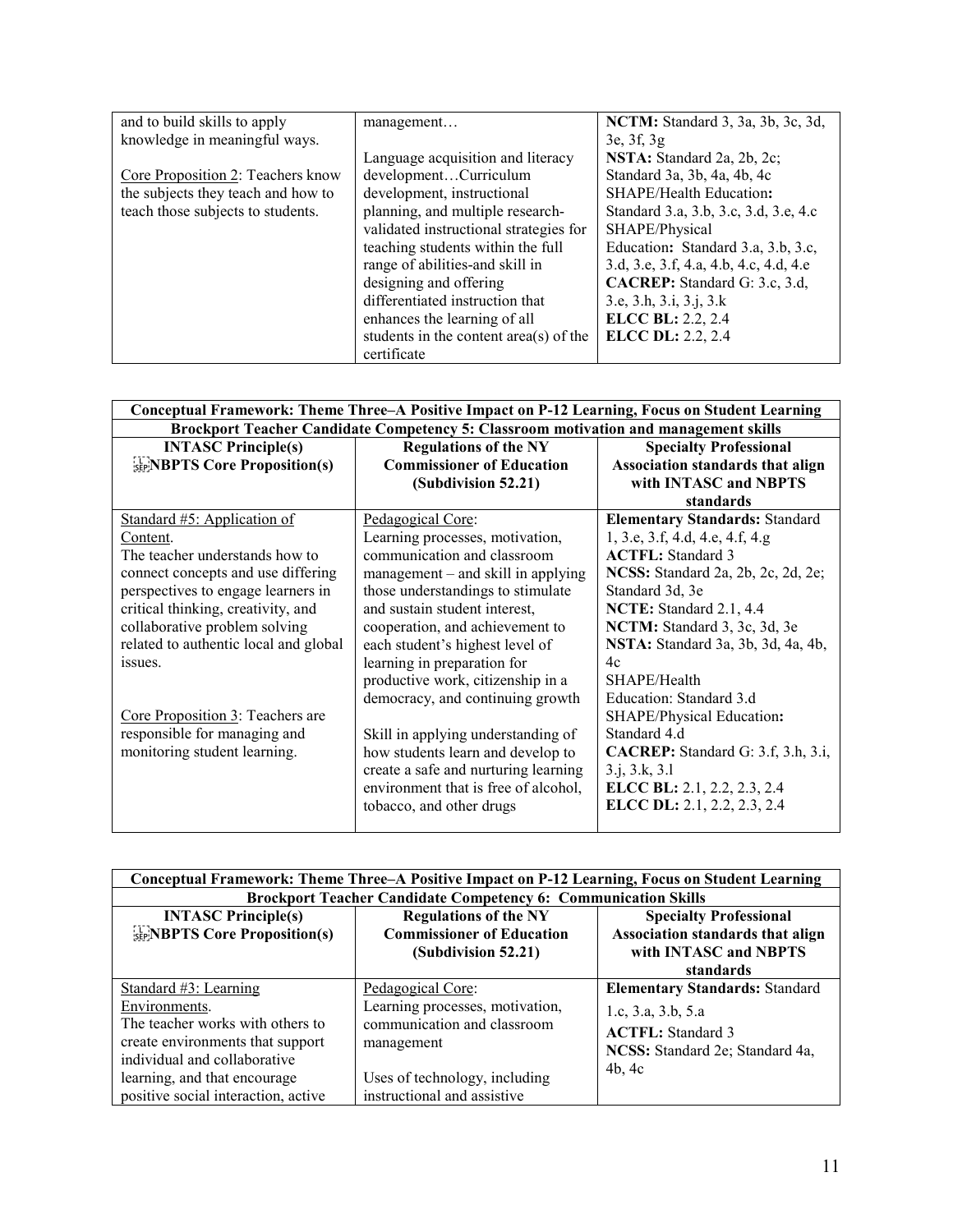| | | |
|---|---|---|
| and to build skills to apply knowledge in meaningful ways.<br><br>Core Proposition 2: Teachers know the subjects they teach and how to teach those subjects to students. | management…<br><br>Language acquisition and literacy development…Curriculum development, instructional planning, and multiple research-validated instructional strategies for teaching students within the full range of abilities-and skill in designing and offering differentiated instruction that enhances the learning of all students in the content area(s) of the certificate | **NCTM:** Standard 3, 3a, 3b, 3c, 3d, 3e, 3f, 3g<br>**NSTA:** Standard 2a, 2b, 2c; Standard 3a, 3b, 4a, 4b, 4c<br>SHAPE/Health Education**:** Standard 3.a, 3.b, 3.c, 3.d, 3.e, 4.c<br>SHAPE/Physical Education**:** Standard 3.a, 3.b, 3.c, 3.d, 3.e, 3.f, 4.a, 4.b, 4.c, 4.d, 4.e<br>**CACREP:** Standard G: 3.c, 3.d, 3.e, 3.h, 3.i, 3.j, 3.k<br>**ELCC BL:** 2.2, 2.4<br>**ELCC DL:** 2.2, 2.4 |

| **Conceptual Framework: Theme Three–A Positive Impact on P-12 Learning, Focus on Student Learning** | | |
|---|---|---|
| **Brockport Teacher Candidate Competency 5: Classroom motivation and management skills** | | |
| **INTASC Principle(s)**<br>**NBPTS Core Proposition(s)** | **Regulations of the NY Commissioner of Education (Subdivision 52.21)** | **Specialty Professional Association standards that align with INTASC and NBPTS standards** |
| Standard #5: Application of Content.<br>The teacher understands how to connect concepts and use differing perspectives to engage learners in critical thinking, creativity, and collaborative problem solving related to authentic local and global issues.<br><br>Core Proposition 3: Teachers are responsible for managing and monitoring student learning. | Pedagogical Core:<br>Learning processes, motivation, communication and classroom management – and skill in applying those understandings to stimulate and sustain student interest, cooperation, and achievement to each student's highest level of learning in preparation for productive work, citizenship in a democracy, and continuing growth<br><br>Skill in applying understanding of how students learn and develop to create a safe and nurturing learning environment that is free of alcohol, tobacco, and other drugs | **Elementary Standards:** Standard 1, 3.e, 3.f, 4.d, 4.e, 4.f, 4.g<br>**ACTFL:** Standard 3<br>**NCSS:** Standard 2a, 2b, 2c, 2d, 2e; Standard 3d, 3e<br>**NCTE:** Standard 2.1, 4.4<br>**NCTM:** Standard 3, 3c, 3d, 3e<br>**NSTA:** Standard 3a, 3b, 3d, 4a, 4b, 4c<br>SHAPE/Health Education: Standard 3.d<br>SHAPE/Physical Education**:** Standard 4.d<br>**CACREP:** Standard G: 3.f, 3.h, 3.i, 3.j, 3.k, 3.l<br>**ELCC BL:** 2.1, 2.2, 2.3, 2.4<br>**ELCC DL:** 2.1, 2.2, 2.3, 2.4 |

| **Conceptual Framework: Theme Three–A Positive Impact on P-12 Learning, Focus on Student Learning** | | |
|---|---|---|
| **Brockport Teacher Candidate Competency 6: Communication Skills** | | |
| **INTASC Principle(s)**<br>**NBPTS Core Proposition(s)** | **Regulations of the NY Commissioner of Education (Subdivision 52.21)** | **Specialty Professional Association standards that align with INTASC and NBPTS standards** |
| Standard #3: Learning Environments.<br>The teacher works with others to create environments that support individual and collaborative learning, and that encourage positive social interaction, active | Pedagogical Core:<br>Learning processes, motivation, communication and classroom management<br><br>Uses of technology, including instructional and assistive | **Elementary Standards:** Standard 1.c, 3.a, 3.b, 5.a<br>**ACTFL:** Standard 3<br>**NCSS:** Standard 2e; Standard 4a, 4b, 4c |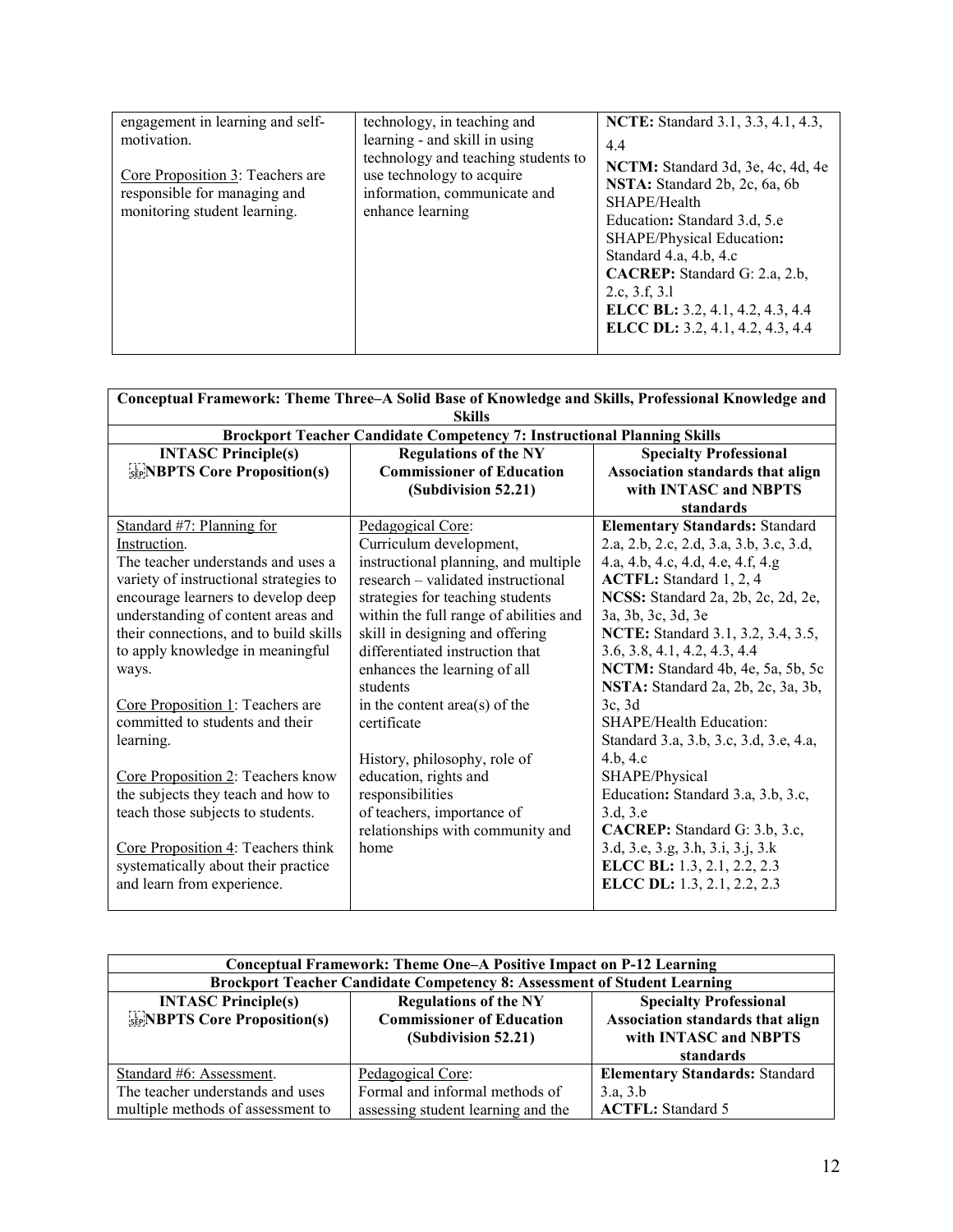| | | |
|---|---|---|
| engagement in learning and self-motivation.<br><br>Core Proposition 3: Teachers are responsible for managing and monitoring student learning. | technology, in teaching and learning - and skill in using technology and teaching students to use technology to acquire information, communicate and enhance learning | **NCTE:** Standard 3.1, 3.3, 4.1, 4.3, 4.4<br>**NCTM:** Standard 3d, 3e, 4c, 4d, 4e<br>**NSTA:** Standard 2b, 2c, 6a, 6b<br>SHAPE/Health Education**:** Standard 3.d, 5.e<br>SHAPE/Physical Education**:** Standard 4.a, 4.b, 4.c<br>**CACREP:** Standard G: 2.a, 2.b, 2.c, 3.f, 3.l<br>**ELCC BL:** 3.2, 4.1, 4.2, 4.3, 4.4<br>**ELCC DL:** 3.2, 4.1, 4.2, 4.3, 4.4 |

| **Conceptual Framework: Theme Three–A Solid Base of Knowledge and Skills, Professional Knowledge and Skills** | | |
|---|---|---|
| **Brockport Teacher Candidate Competency 7: Instructional Planning Skills** | | |
| **INTASC Principle(s)**<br>**NBPTS Core Proposition(s)** | **Regulations of the NY Commissioner of Education (Subdivision 52.21)** | **Specialty Professional Association standards that align with INTASC and NBPTS standards** |
| Standard #7: Planning for Instruction.<br>The teacher understands and uses a variety of instructional strategies to encourage learners to develop deep understanding of content areas and their connections, and to build skills to apply knowledge in meaningful ways.<br><br>Core Proposition 1: Teachers are committed to students and their learning.<br><br>Core Proposition 2: Teachers know the subjects they teach and how to teach those subjects to students.<br><br>Core Proposition 4: Teachers think systematically about their practice and learn from experience. | Pedagogical Core:<br>Curriculum development, instructional planning, and multiple research – validated instructional strategies for teaching students within the full range of abilities and skill in designing and offering differentiated instruction that enhances the learning of all students in the content area(s) of the certificate<br><br>History, philosophy, role of education, rights and responsibilities of teachers, importance of relationships with community and home | **Elementary Standards:** Standard 2.a, 2.b, 2.c, 2.d, 3.a, 3.b, 3.c, 3.d, 4.a, 4.b, 4.c, 4.d, 4.e, 4.f, 4.g<br>**ACTFL:** Standard 1, 2, 4<br>**NCSS:** Standard 2a, 2b, 2c, 2d, 2e, 3a, 3b, 3c, 3d, 3e<br>**NCTE:** Standard 3.1, 3.2, 3.4, 3.5, 3.6, 3.8, 4.1, 4.2, 4.3, 4.4<br>**NCTM:** Standard 4b, 4e, 5a, 5b, 5c<br>**NSTA:** Standard 2a, 2b, 2c, 3a, 3b, 3c, 3d<br>SHAPE/Health Education: Standard 3.a, 3.b, 3.c, 3.d, 3.e, 4.a, 4.b, 4.c<br>SHAPE/Physical Education**:** Standard 3.a, 3.b, 3.c, 3.d, 3.e<br>**CACREP:** Standard G: 3.b, 3.c, 3.d, 3.e, 3.g, 3.h, 3.i, 3.j, 3.k<br>**ELCC BL:** 1.3, 2.1, 2.2, 2.3<br>**ELCC DL:** 1.3, 2.1, 2.2, 2.3 |

| **Conceptual Framework: Theme One–A Positive Impact on P-12 Learning** | | |
|---|---|---|
| **Brockport Teacher Candidate Competency 8: Assessment of Student Learning** | | |
| **INTASC Principle(s)**<br>**NBPTS Core Proposition(s)** | **Regulations of the NY Commissioner of Education (Subdivision 52.21)** | **Specialty Professional Association standards that align with INTASC and NBPTS standards** |
| Standard #6: Assessment.<br>The teacher understands and uses multiple methods of assessment to | Pedagogical Core:<br>Formal and informal methods of assessing student learning and the | **Elementary Standards:** Standard 3.a, 3.b<br>**ACTFL:** Standard 5 |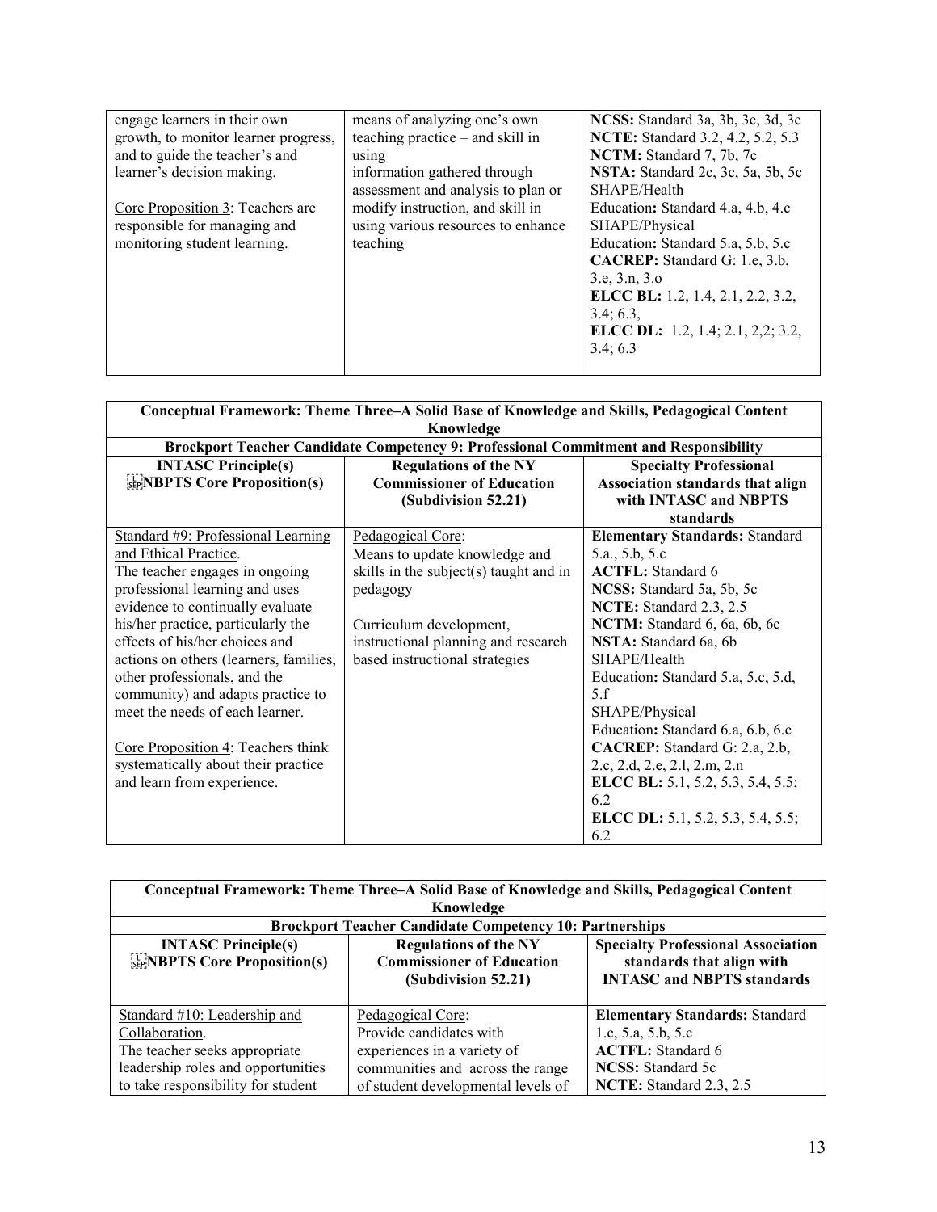| | | |
|---|---|---|
| engage learners in their own growth, to monitor learner progress, and to guide the teacher's and learner's decision making.<br><br><u>Core Proposition 3</u>: Teachers are responsible for managing and monitoring student learning. | means of analyzing one's own teaching practice – and skill in using information gathered through assessment and analysis to plan or modify instruction, and skill in using various resources to enhance teaching | **NCSS:** Standard 3a, 3b, 3c, 3d, 3e<br>**NCTE:** Standard 3.2, 4.2, 5.2, 5.3<br>**NCTM:** Standard 7, 7b, 7c<br>**NSTA:** Standard 2c, 3c, 5a, 5b, 5c<br>SHAPE/Health Education**:** Standard 4.a, 4.b, 4.c<br>SHAPE/Physical Education**:** Standard 5.a, 5.b, 5.c<br>**CACREP:** Standard G: 1.e, 3.b, 3.e, 3.n, 3.o<br>**ELCC BL:** 1.2, 1.4, 2.1, 2.2, 3.2, 3.4; 6.3,<br>**ELCC DL:** 1.2, 1.4; 2.1, 2,2; 3.2, 3.4; 6.3 |

| **Conceptual Framework: Theme Three–A Solid Base of Knowledge and Skills, Pedagogical Content Knowledge** | | |
|---|---|---|
| **Brockport Teacher Candidate Competency 9: Professional Commitment and Responsibility** | | |
| **INTASC Principle(s)<br>NBPTS Core Proposition(s)** | **Regulations of the NY Commissioner of Education (Subdivision 52.21)** | **Specialty Professional Association standards that align with INTASC and NBPTS standards** |
| <u>Standard #9: Professional Learning and Ethical Practice</u>.<br>The teacher engages in ongoing professional learning and uses evidence to continually evaluate his/her practice, particularly the effects of his/her choices and actions on others (learners, families, other professionals, and the community) and adapts practice to meet the needs of each learner.<br><br><u>Core Proposition 4</u>: Teachers think systematically about their practice and learn from experience. | <u>Pedagogical Core</u>:<br>Means to update knowledge and skills in the subject(s) taught and in pedagogy<br><br>Curriculum development, instructional planning and research based instructional strategies | **Elementary Standards:** Standard 5.a., 5.b, 5.c<br>**ACTFL:** Standard 6<br>**NCSS:** Standard 5a, 5b, 5c<br>**NCTE:** Standard 2.3, 2.5<br>**NCTM:** Standard 6, 6a, 6b, 6c<br>**NSTA:** Standard 6a, 6b<br>SHAPE/Health Education**:** Standard 5.a, 5.c, 5.d, 5.f<br>SHAPE/Physical Education**:** Standard 6.a, 6.b, 6.c<br>**CACREP:** Standard G: 2.a, 2.b, 2.c, 2.d, 2.e, 2.l, 2.m, 2.n<br>**ELCC BL:** 5.1, 5.2, 5.3, 5.4, 5.5; 6.2<br>**ELCC DL:** 5.1, 5.2, 5.3, 5.4, 5.5; 6.2 |

| **Conceptual Framework: Theme Three–A Solid Base of Knowledge and Skills, Pedagogical Content Knowledge** | | |
|---|---|---|
| **Brockport Teacher Candidate Competency 10: Partnerships** | | |
| **INTASC Principle(s)<br>NBPTS Core Proposition(s)** | **Regulations of the NY Commissioner of Education (Subdivision 52.21)** | **Specialty Professional Association standards that align with INTASC and NBPTS standards** |
| <u>Standard #10: Leadership and Collaboration</u>.<br>The teacher seeks appropriate leadership roles and opportunities to take responsibility for student | <u>Pedagogical Core</u>:<br>Provide candidates with experiences in a variety of communities and across the range of student developmental levels of | **Elementary Standards:** Standard 1.c, 5.a, 5.b, 5.c<br>**ACTFL:** Standard 6<br>**NCSS:** Standard 5c<br>**NCTE:** Standard 2.3, 2.5 |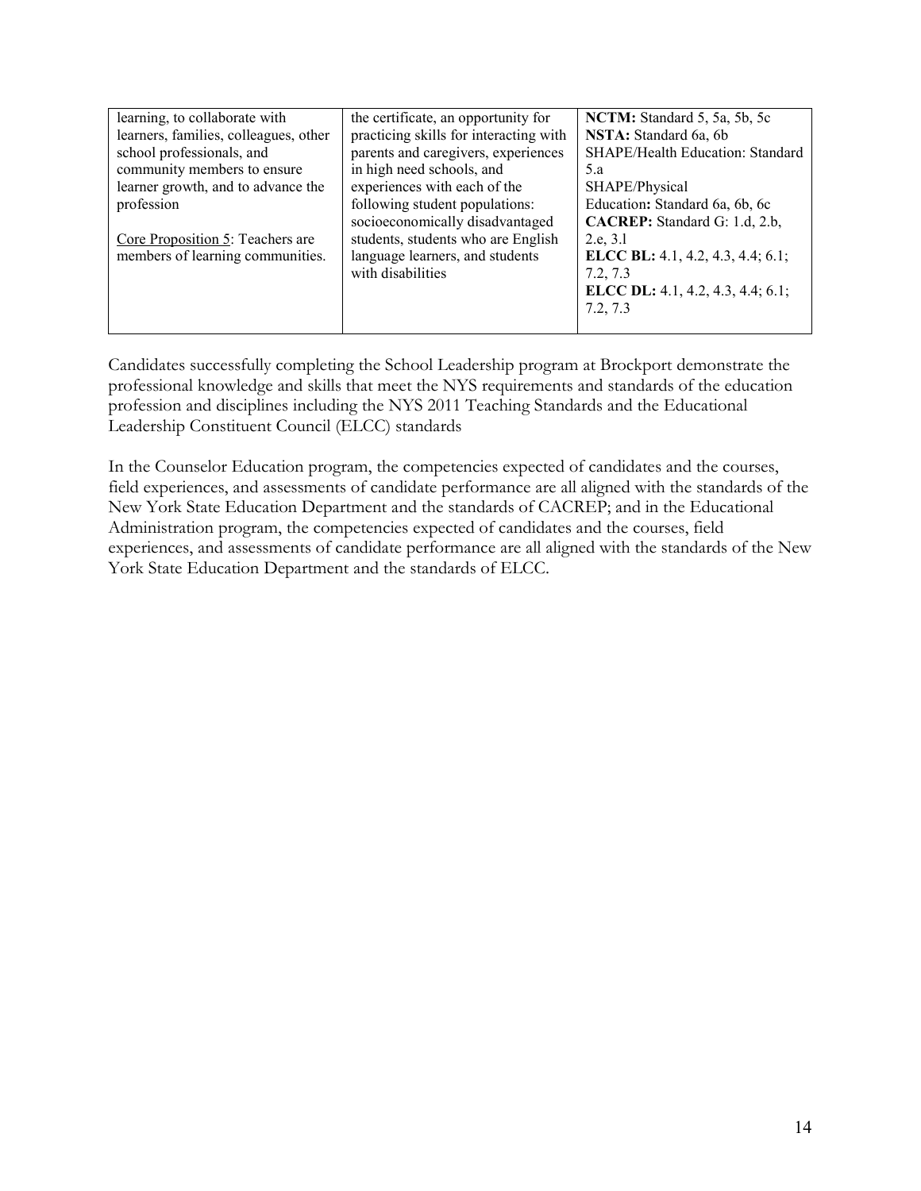| learning, to collaborate with learners, families, colleagues, other school professionals, and community members to ensure learner growth, and to advance the profession<br><br>Core Proposition 5: Teachers are members of learning communities. | the certificate, an opportunity for practicing skills for interacting with parents and caregivers, experiences in high need schools, and experiences with each of the following student populations: socioeconomically disadvantaged students, students who are English language learners, and students with disabilities | **NCTM:** Standard 5, 5a, 5b, 5c<br>**NSTA:** Standard 6a, 6b<br>SHAPE/Health Education: Standard 5.a<br>SHAPE/Physical Education**:** Standard 6a, 6b, 6c<br>**CACREP:** Standard G: 1.d, 2.b, 2.e, 3.l<br>**ELCC BL:** 4.1, 4.2, 4.3, 4.4; 6.1; 7.2, 7.3<br>**ELCC DL:** 4.1, 4.2, 4.3, 4.4; 6.1; 7.2, 7.3 |
|---|---|---|

Candidates successfully completing the School Leadership program at Brockport demonstrate the professional knowledge and skills that meet the NYS requirements and standards of the education profession and disciplines including the NYS 2011 Teaching Standards and the Educational Leadership Constituent Council (ELCC) standards

In the Counselor Education program, the competencies expected of candidates and the courses, field experiences, and assessments of candidate performance are all aligned with the standards of the New York State Education Department and the standards of CACREP; and in the Educational Administration program, the competencies expected of candidates and the courses, field experiences, and assessments of candidate performance are all aligned with the standards of the New York State Education Department and the standards of ELCC.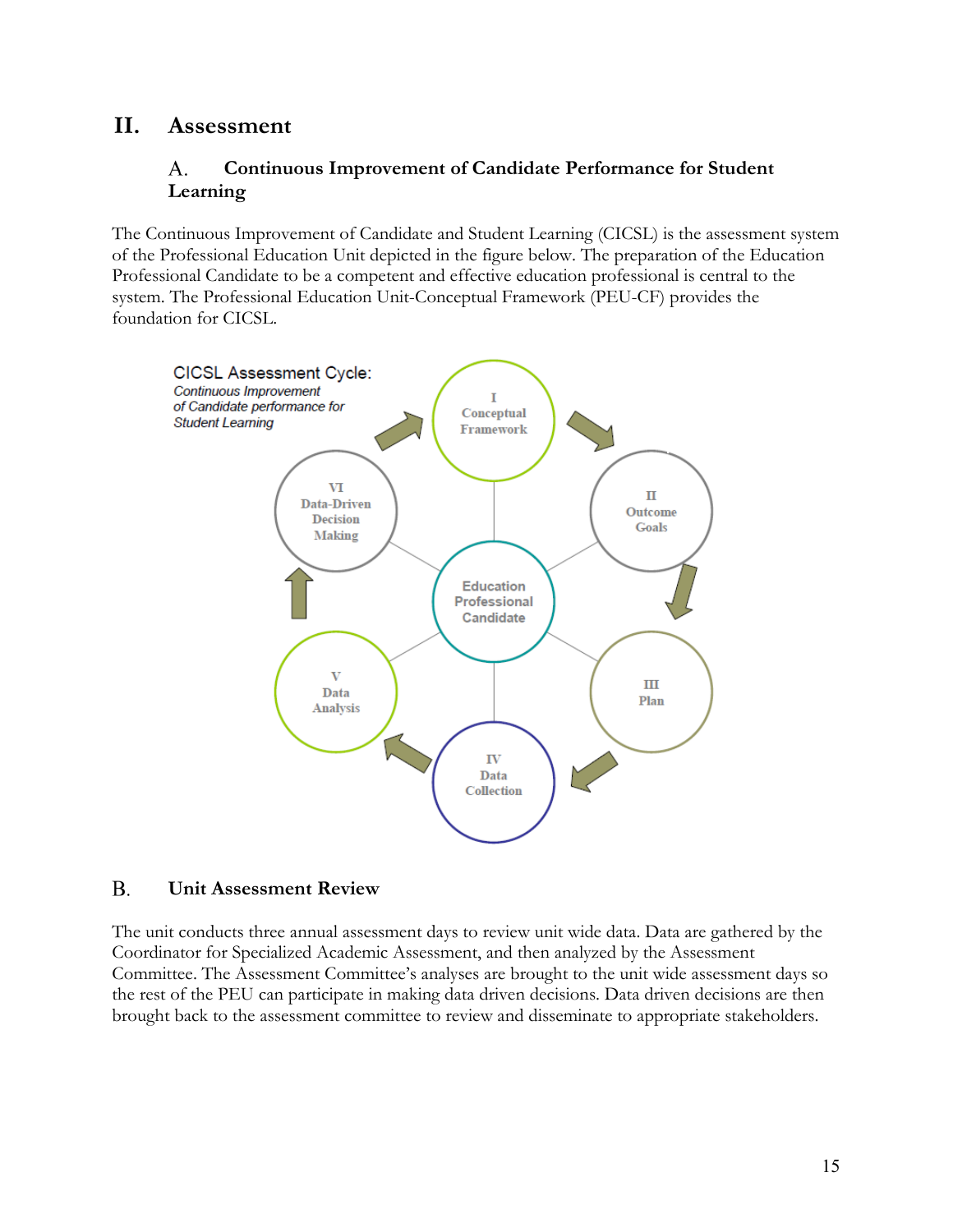# II. Assessment

## A. Continuous Improvement of Candidate Performance for Student Learning

The Continuous Improvement of Candidate and Student Learning (CICSL) is the assessment system of the Professional Education Unit depicted in the figure below. The preparation of the Education Professional Candidate to be a competent and effective education professional is central to the system. The Professional Education Unit-Conceptual Framework (PEU-CF) provides the foundation for CICSL.

CICSL Assessment Cycle:
*Continuous Improvement of Candidate performance for Student Learning*

I Conceptual Framework

II Outcome Goals

III Plan

IV Data Collection

V Data Analysis

VI Data-Driven Decision Making

Education Professional Candidate

## B. Unit Assessment Review

The unit conducts three annual assessment days to review unit wide data. Data are gathered by the Coordinator for Specialized Academic Assessment, and then analyzed by the Assessment Committee. The Assessment Committee's analyses are brought to the unit wide assessment days so the rest of the PEU can participate in making data driven decisions. Data driven decisions are then brought back to the assessment committee to review and disseminate to appropriate stakeholders.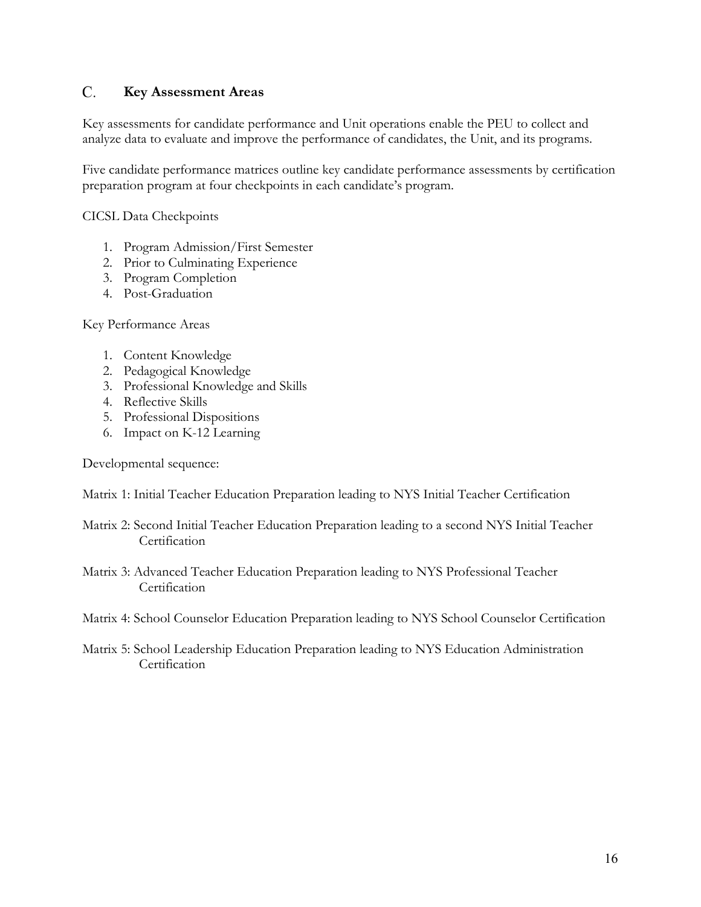## C. Key Assessment Areas

Key assessments for candidate performance and Unit operations enable the PEU to collect and analyze data to evaluate and improve the performance of candidates, the Unit, and its programs.

Five candidate performance matrices outline key candidate performance assessments by certification preparation program at four checkpoints in each candidate's program.

CICSL Data Checkpoints

1. Program Admission/First Semester
2. Prior to Culminating Experience
3. Program Completion
4. Post-Graduation

Key Performance Areas

1. Content Knowledge
2. Pedagogical Knowledge
3. Professional Knowledge and Skills
4. Reflective Skills
5. Professional Dispositions
6. Impact on K-12 Learning

Developmental sequence:

Matrix 1: Initial Teacher Education Preparation leading to NYS Initial Teacher Certification

Matrix 2: Second Initial Teacher Education Preparation leading to a second NYS Initial Teacher Certification

Matrix 3: Advanced Teacher Education Preparation leading to NYS Professional Teacher Certification

Matrix 4: School Counselor Education Preparation leading to NYS School Counselor Certification

Matrix 5: School Leadership Education Preparation leading to NYS Education Administration Certification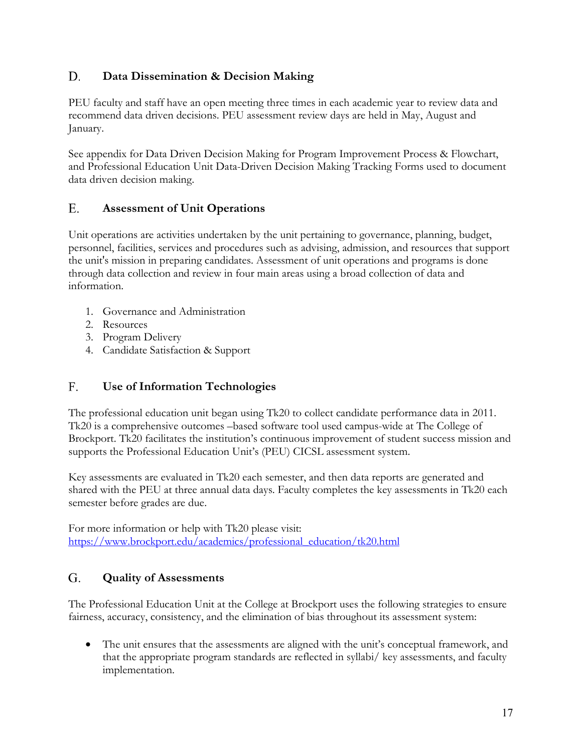## D. Data Dissemination & Decision Making

PEU faculty and staff have an open meeting three times in each academic year to review data and recommend data driven decisions. PEU assessment review days are held in May, August and January.

See appendix for Data Driven Decision Making for Program Improvement Process & Flowchart, and Professional Education Unit Data-Driven Decision Making Tracking Forms used to document data driven decision making.

## E. Assessment of Unit Operations

Unit operations are activities undertaken by the unit pertaining to governance, planning, budget, personnel, facilities, services and procedures such as advising, admission, and resources that support the unit's mission in preparing candidates. Assessment of unit operations and programs is done through data collection and review in four main areas using a broad collection of data and information.

1. Governance and Administration
2. Resources
3. Program Delivery
4. Candidate Satisfaction & Support

## F. Use of Information Technologies

The professional education unit began using Tk20 to collect candidate performance data in 2011. Tk20 is a comprehensive outcomes –based software tool used campus-wide at The College of Brockport. Tk20 facilitates the institution's continuous improvement of student success mission and supports the Professional Education Unit's (PEU) CICSL assessment system.

Key assessments are evaluated in Tk20 each semester, and then data reports are generated and shared with the PEU at three annual data days. Faculty completes the key assessments in Tk20 each semester before grades are due.

For more information or help with Tk20 please visit:
[https://www.brockport.edu/academics/professional_education/tk20.html](https://www.brockport.edu/academics/professional_education/tk20.html)

## G. Quality of Assessments

The Professional Education Unit at the College at Brockport uses the following strategies to ensure fairness, accuracy, consistency, and the elimination of bias throughout its assessment system:

- The unit ensures that the assessments are aligned with the unit's conceptual framework, and that the appropriate program standards are reflected in syllabi/ key assessments, and faculty implementation.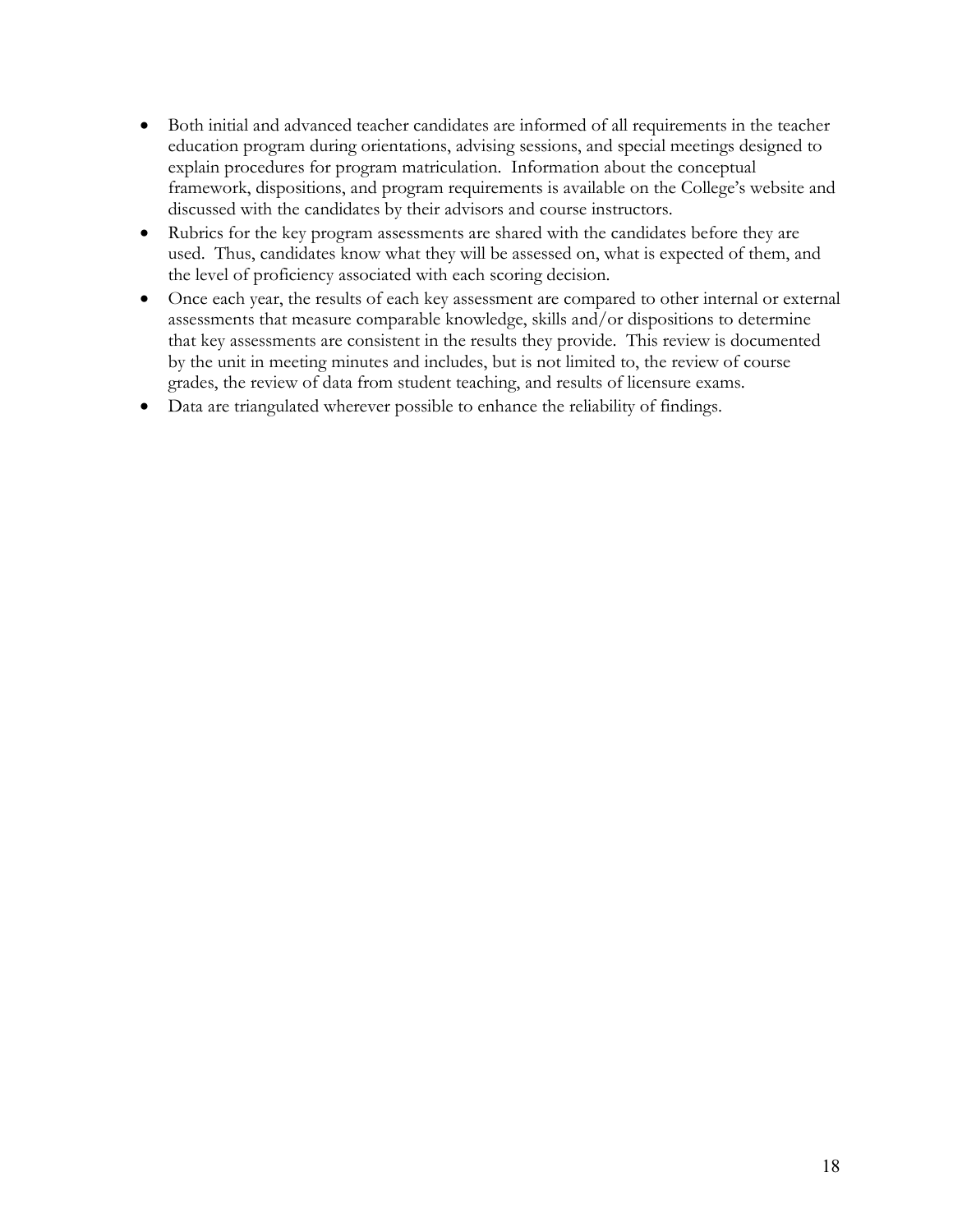- Both initial and advanced teacher candidates are informed of all requirements in the teacher education program during orientations, advising sessions, and special meetings designed to explain procedures for program matriculation. Information about the conceptual framework, dispositions, and program requirements is available on the College's website and discussed with the candidates by their advisors and course instructors.
- Rubrics for the key program assessments are shared with the candidates before they are used. Thus, candidates know what they will be assessed on, what is expected of them, and the level of proficiency associated with each scoring decision.
- Once each year, the results of each key assessment are compared to other internal or external assessments that measure comparable knowledge, skills and/or dispositions to determine that key assessments are consistent in the results they provide. This review is documented by the unit in meeting minutes and includes, but is not limited to, the review of course grades, the review of data from student teaching, and results of licensure exams.
- Data are triangulated wherever possible to enhance the reliability of findings.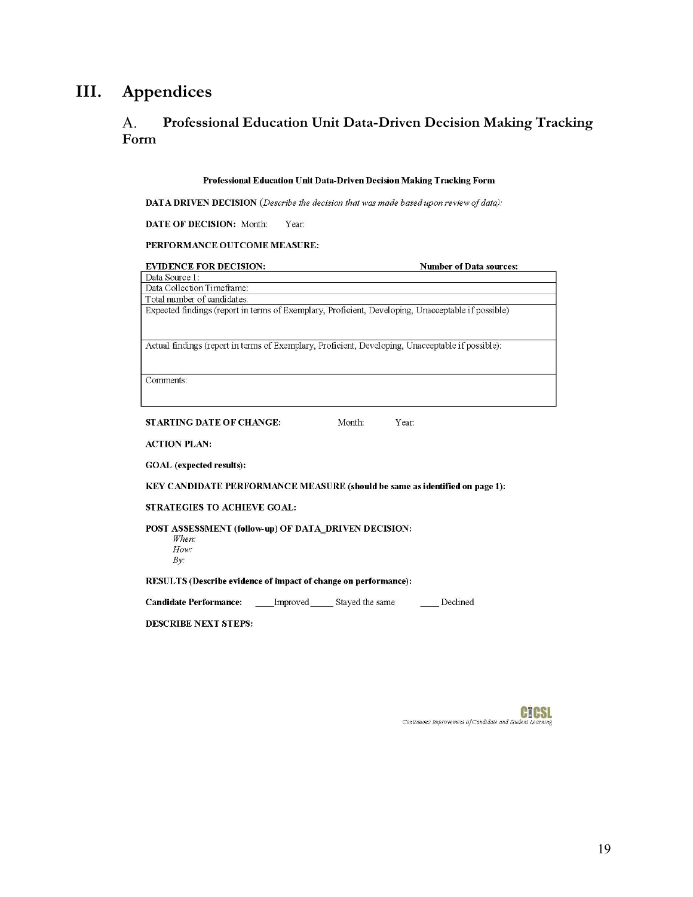# III. Appendices

## A. Professional Education Unit Data-Driven Decision Making Tracking Form

**Professional Education Unit Data-Driven Decision Making Tracking Form**

**DATA DRIVEN DECISION** (*Describe the decision that was made based upon review of data):*

**DATE OF DECISION:** Month: Year:

**PERFORMANCE OUTCOME MEASURE:**

| **EVIDENCE FOR DECISION:** | **Number of Data sources:** |
|---|---|
| Data Source 1: | |
| Data Collection Timeframe: | |
| Total number of candidates: | |
| Expected findings (report in terms of Exemplary, Proficient, Developing, Unacceptable if possible) | |
| Actual findings (report in terms of Exemplary, Proficient, Developing, Unacceptable if possible): | |
| Comments: | |

**STARTING DATE OF CHANGE:** Month: Year:

**ACTION PLAN:**

**GOAL (expected results):**

**KEY CANDIDATE PERFORMANCE MEASURE (should be same as identified on page 1):**

**STRATEGIES TO ACHIEVE GOAL:**

**POST ASSESSMENT (follow-up) OF DATA_DRIVEN DECISION:**

*When:*
*How:*
*By:*

**RESULTS (Describe evidence of impact of change on performance):**

**Candidate Performance:** ____Improved _____ Stayed the same ____ Declined

**DESCRIBE NEXT STEPS:**

CICSL
*Continuous Improvement of Candidate and Student Learning*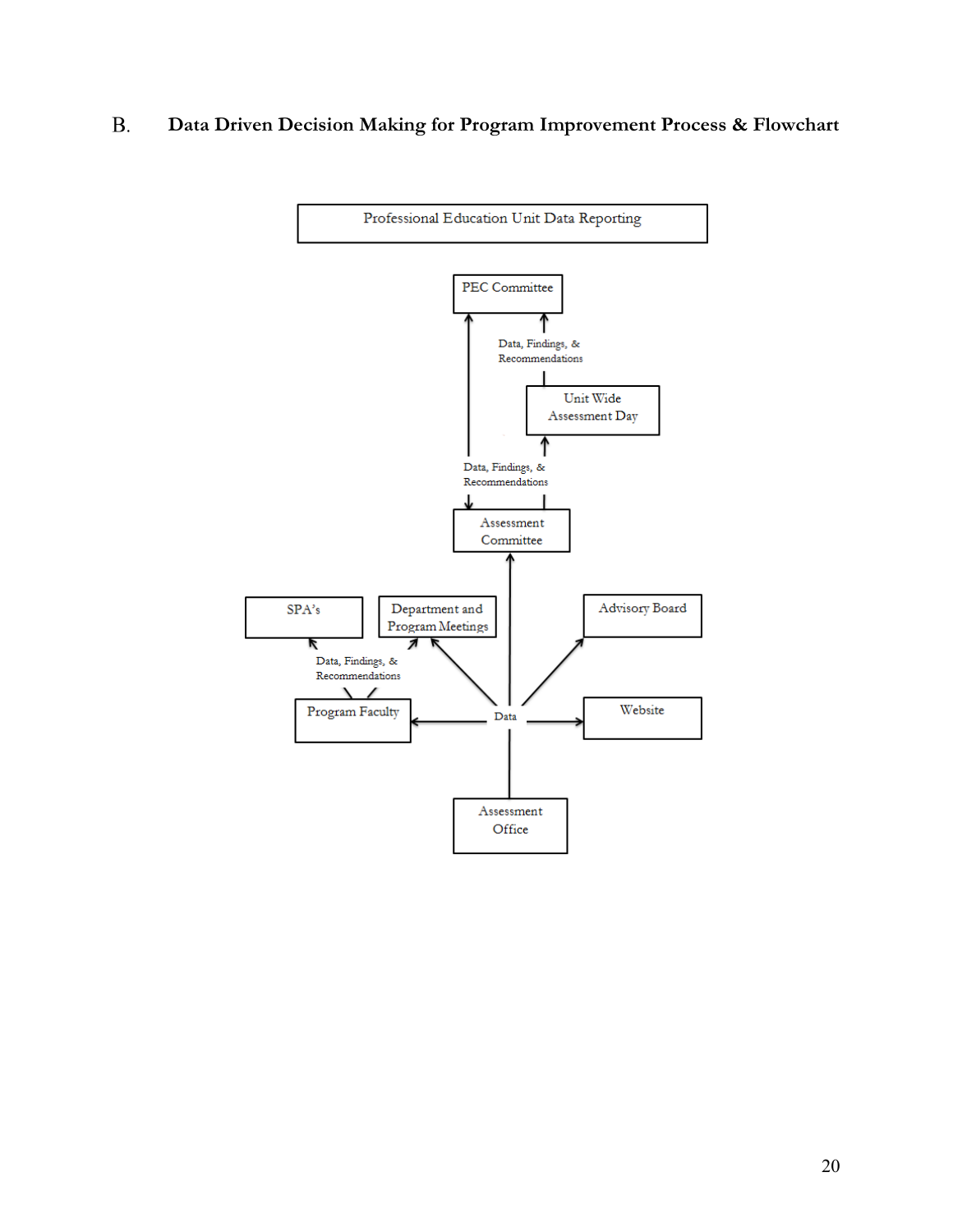## B. Data Driven Decision Making for Program Improvement Process & Flowchart

Professional Education Unit Data Reporting

PEC Committee

Data, Findings, & Recommendations

Unit Wide Assessment Day

Data, Findings, & Recommendations

Assessment Committee

SPA's

Department and Program Meetings

Advisory Board

Data, Findings, & Recommendations

Program Faculty

Data

Website

Assessment Office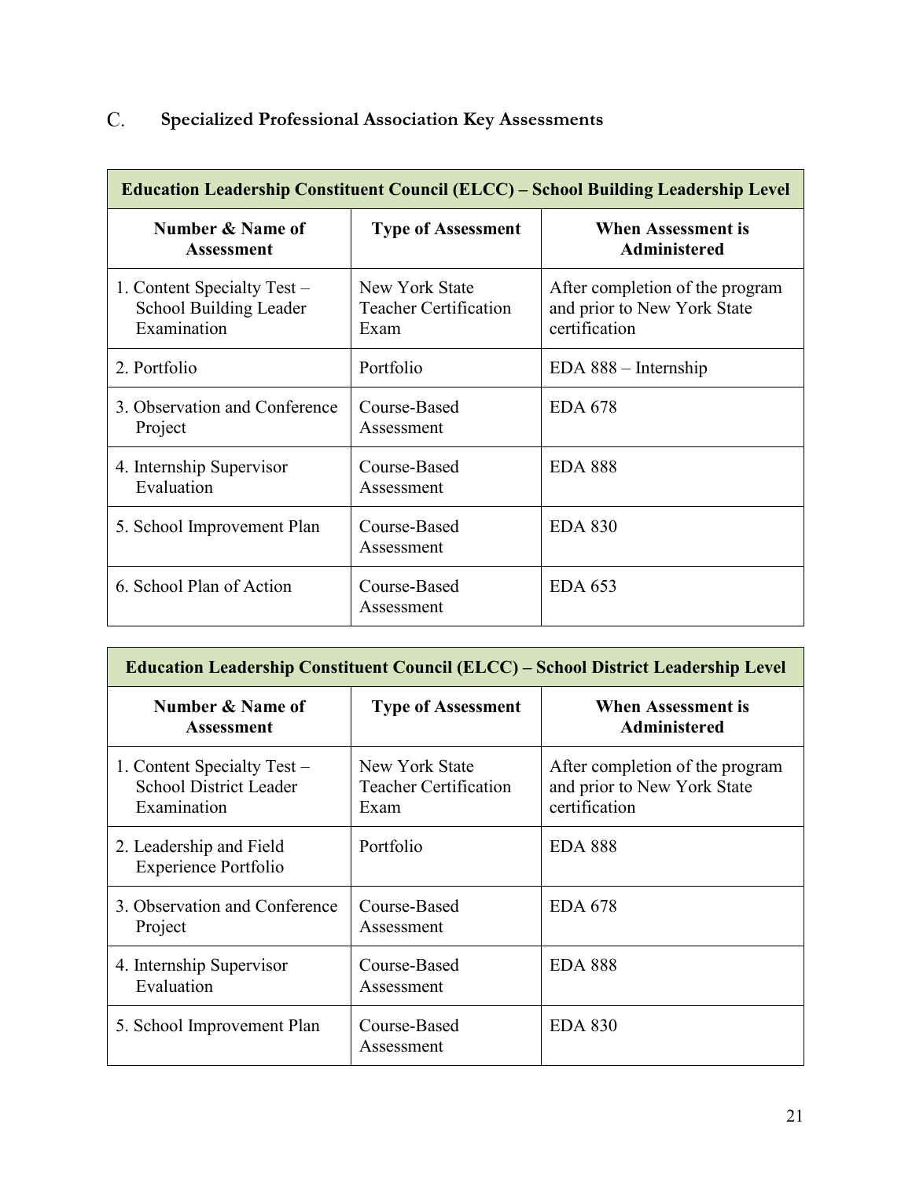## C. Specialized Professional Association Key Assessments

| **Education Leadership Constituent Council (ELCC) – School Building Leadership Level** | | |
|---|---|---|
| **Number & Name of Assessment** | **Type of Assessment** | **When Assessment is Administered** |
| 1. Content Specialty Test – School Building Leader Examination | New York State Teacher Certification Exam | After completion of the program and prior to New York State certification |
| 2. Portfolio | Portfolio | EDA 888 – Internship |
| 3. Observation and Conference Project | Course-Based Assessment | EDA 678 |
| 4. Internship Supervisor Evaluation | Course-Based Assessment | EDA 888 |
| 5. School Improvement Plan | Course-Based Assessment | EDA 830 |
| 6. School Plan of Action | Course-Based Assessment | EDA 653 |

| **Education Leadership Constituent Council (ELCC) – School District Leadership Level** | | |
|---|---|---|
| **Number & Name of Assessment** | **Type of Assessment** | **When Assessment is Administered** |
| 1. Content Specialty Test – School District Leader Examination | New York State Teacher Certification Exam | After completion of the program and prior to New York State certification |
| 2. Leadership and Field Experience Portfolio | Portfolio | EDA 888 |
| 3. Observation and Conference Project | Course-Based Assessment | EDA 678 |
| 4. Internship Supervisor Evaluation | Course-Based Assessment | EDA 888 |
| 5. School Improvement Plan | Course-Based Assessment | EDA 830 |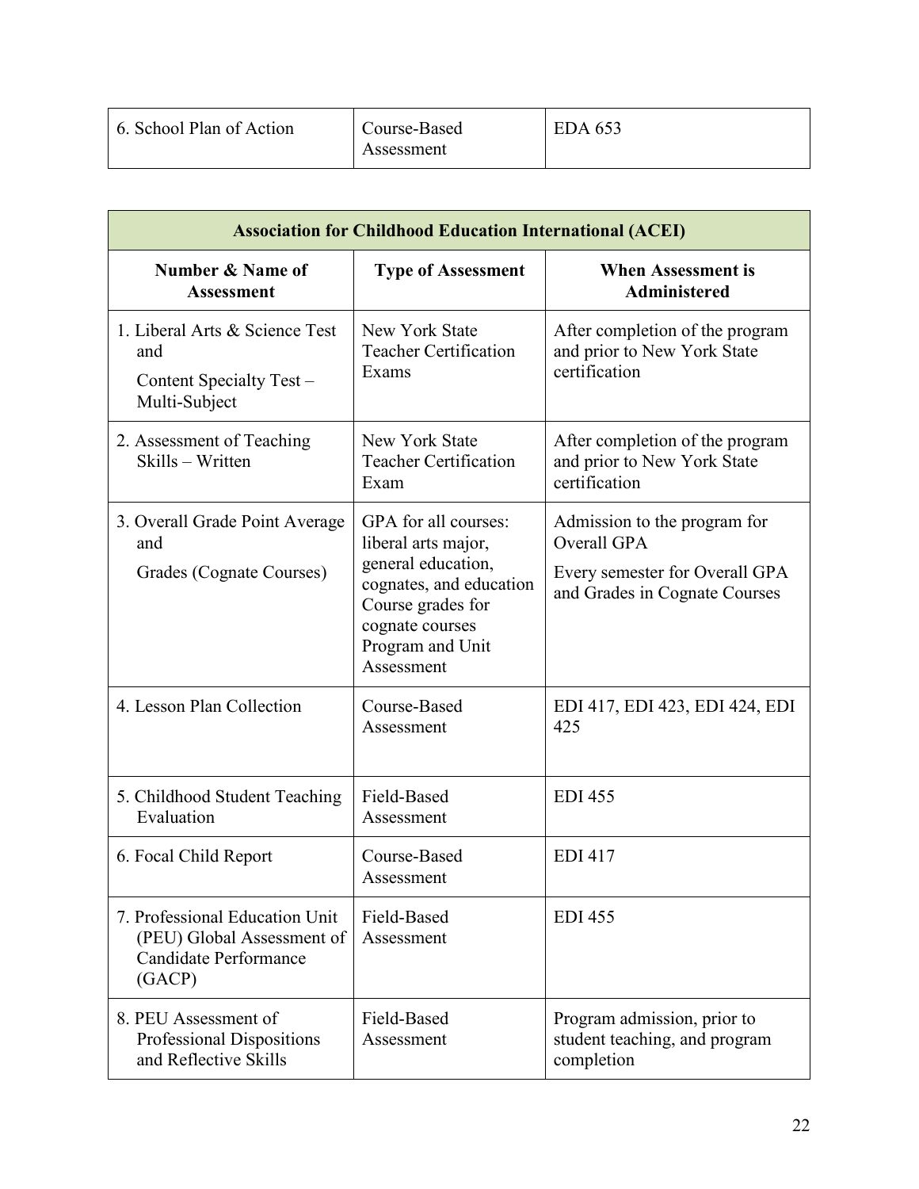| 6. School Plan of Action | Course-Based Assessment | EDA 653 |
|---|---|---|

| Association for Childhood Education International (ACEI) | | |
|---|---|---|
| **Number & Name of Assessment** | **Type of Assessment** | **When Assessment is Administered** |
| 1. Liberal Arts & Science Test and<br>Content Specialty Test – Multi-Subject | New York State Teacher Certification Exams | After completion of the program and prior to New York State certification |
| 2. Assessment of Teaching Skills – Written | New York State Teacher Certification Exam | After completion of the program and prior to New York State certification |
| 3. Overall Grade Point Average and<br>Grades (Cognate Courses) | GPA for all courses: liberal arts major, general education, cognates, and education Course grades for cognate courses Program and Unit Assessment | Admission to the program for Overall GPA<br>Every semester for Overall GPA and Grades in Cognate Courses |
| 4. Lesson Plan Collection | Course-Based Assessment | EDI 417, EDI 423, EDI 424, EDI 425 |
| 5. Childhood Student Teaching Evaluation | Field-Based Assessment | EDI 455 |
| 6. Focal Child Report | Course-Based Assessment | EDI 417 |
| 7. Professional Education Unit (PEU) Global Assessment of Candidate Performance (GACP) | Field-Based Assessment | EDI 455 |
| 8. PEU Assessment of Professional Dispositions and Reflective Skills | Field-Based Assessment | Program admission, prior to student teaching, and program completion |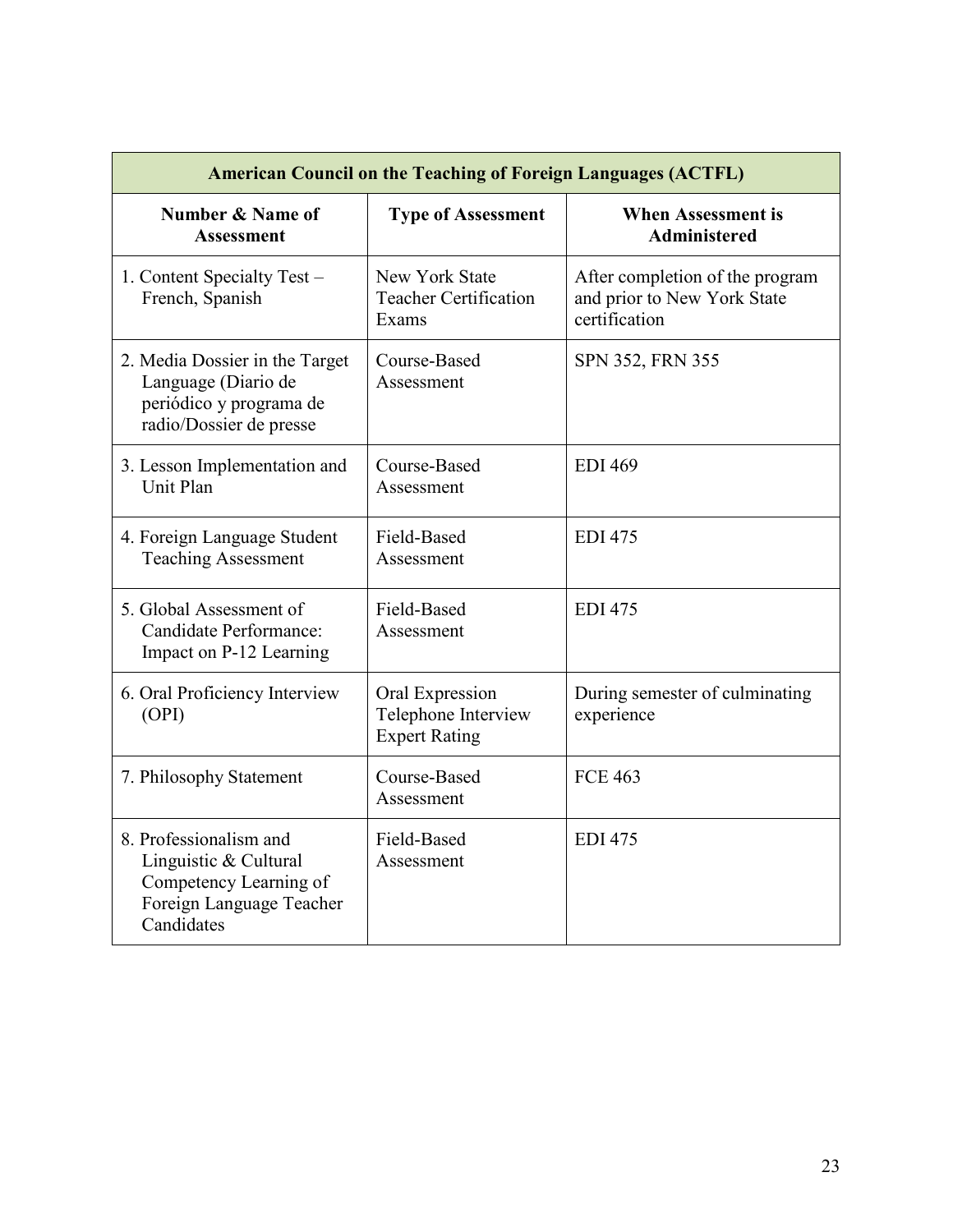| American Council on the Teaching of Foreign Languages (ACTFL) | | |
|---|---|---|
| **Number & Name of Assessment** | **Type of Assessment** | **When Assessment is Administered** |
| 1. Content Specialty Test – French, Spanish | New York State Teacher Certification Exams | After completion of the program and prior to New York State certification |
| 2. Media Dossier in the Target Language (Diario de periódico y programa de radio/Dossier de presse | Course-Based Assessment | SPN 352, FRN 355 |
| 3. Lesson Implementation and Unit Plan | Course-Based Assessment | EDI 469 |
| 4. Foreign Language Student Teaching Assessment | Field-Based Assessment | EDI 475 |
| 5. Global Assessment of Candidate Performance: Impact on P-12 Learning | Field-Based Assessment | EDI 475 |
| 6. Oral Proficiency Interview (OPI) | Oral Expression Telephone Interview Expert Rating | During semester of culminating experience |
| 7. Philosophy Statement | Course-Based Assessment | FCE 463 |
| 8. Professionalism and Linguistic & Cultural Competency Learning of Foreign Language Teacher Candidates | Field-Based Assessment | EDI 475 |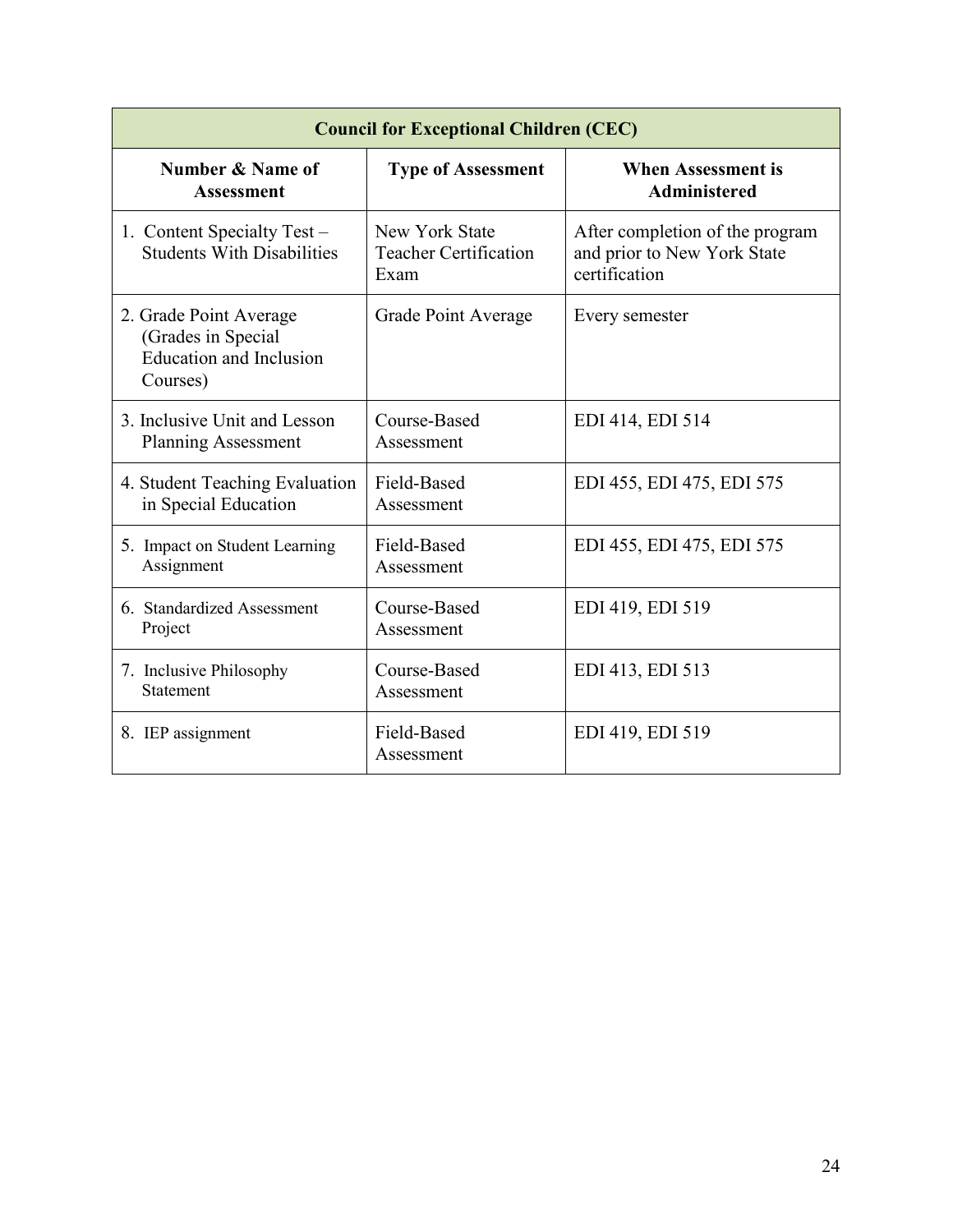| Council for Exceptional Children (CEC) | | |
|---|---|---|
| **Number & Name of Assessment** | **Type of Assessment** | **When Assessment is Administered** |
| 1. Content Specialty Test – Students With Disabilities | New York State Teacher Certification Exam | After completion of the program and prior to New York State certification |
| 2. Grade Point Average (Grades in Special Education and Inclusion Courses) | Grade Point Average | Every semester |
| 3. Inclusive Unit and Lesson Planning Assessment | Course-Based Assessment | EDI 414, EDI 514 |
| 4. Student Teaching Evaluation in Special Education | Field-Based Assessment | EDI 455, EDI 475, EDI 575 |
| 5. Impact on Student Learning Assignment | Field-Based Assessment | EDI 455, EDI 475, EDI 575 |
| 6. Standardized Assessment Project | Course-Based Assessment | EDI 419, EDI 519 |
| 7. Inclusive Philosophy Statement | Course-Based Assessment | EDI 413, EDI 513 |
| 8. IEP assignment | Field-Based Assessment | EDI 419, EDI 519 |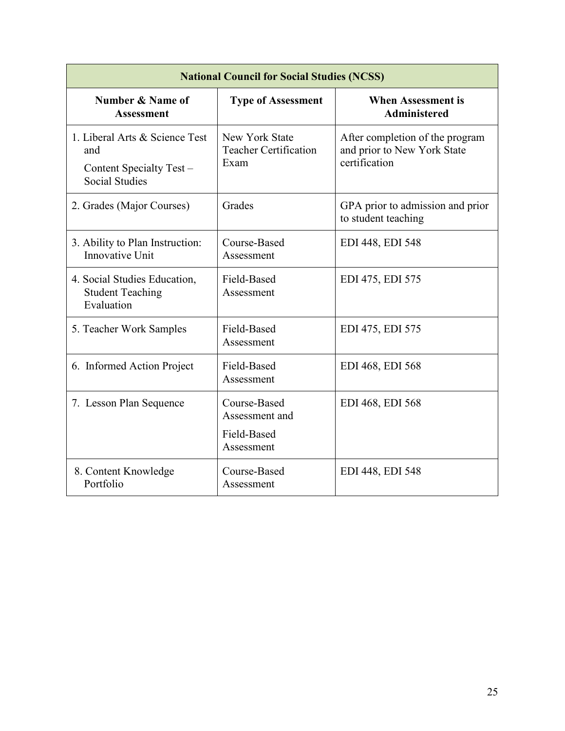| National Council for Social Studies (NCSS) | | |
|---|---|---|
| **Number & Name of Assessment** | **Type of Assessment** | **When Assessment is Administered** |
| 1. Liberal Arts & Science Test and Content Specialty Test – Social Studies | New York State Teacher Certification Exam | After completion of the program and prior to New York State certification |
| 2. Grades (Major Courses) | Grades | GPA prior to admission and prior to student teaching |
| 3. Ability to Plan Instruction: Innovative Unit | Course-Based Assessment | EDI 448, EDI 548 |
| 4. Social Studies Education, Student Teaching Evaluation | Field-Based Assessment | EDI 475, EDI 575 |
| 5. Teacher Work Samples | Field-Based Assessment | EDI 475, EDI 575 |
| 6. Informed Action Project | Field-Based Assessment | EDI 468, EDI 568 |
| 7. Lesson Plan Sequence | Course-Based Assessment and Field-Based Assessment | EDI 468, EDI 568 |
| 8. Content Knowledge Portfolio | Course-Based Assessment | EDI 448, EDI 548 |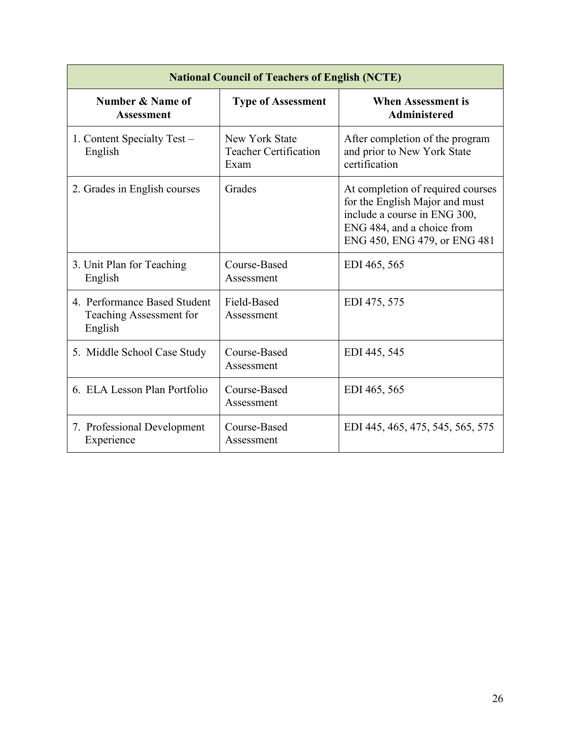| National Council of Teachers of English (NCTE) | | |
|---|---|---|
| **Number & Name of Assessment** | **Type of Assessment** | **When Assessment is Administered** |
| 1. Content Specialty Test – English | New York State Teacher Certification Exam | After completion of the program and prior to New York State certification |
| 2. Grades in English courses | Grades | At completion of required courses for the English Major and must include a course in ENG 300, ENG 484, and a choice from ENG 450, ENG 479, or ENG 481 |
| 3. Unit Plan for Teaching English | Course-Based Assessment | EDI 465, 565 |
| 4. Performance Based Student Teaching Assessment for English | Field-Based Assessment | EDI 475, 575 |
| 5. Middle School Case Study | Course-Based Assessment | EDI 445, 545 |
| 6. ELA Lesson Plan Portfolio | Course-Based Assessment | EDI 465, 565 |
| 7. Professional Development Experience | Course-Based Assessment | EDI 445, 465, 475, 545, 565, 575 |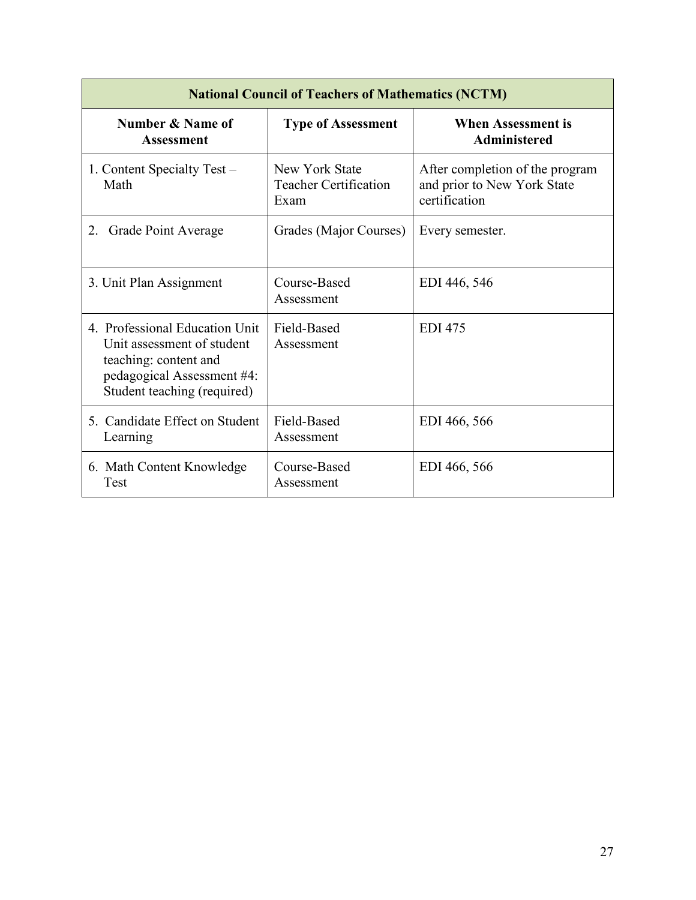| National Council of Teachers of Mathematics (NCTM) | | |
|---|---|---|
| **Number & Name of Assessment** | **Type of Assessment** | **When Assessment is Administered** |
| 1. Content Specialty Test – Math | New York State Teacher Certification Exam | After completion of the program and prior to New York State certification |
| 2. Grade Point Average | Grades (Major Courses) | Every semester. |
| 3. Unit Plan Assignment | Course-Based Assessment | EDI 446, 546 |
| 4. Professional Education Unit Unit assessment of student teaching: content and pedagogical Assessment #4: Student teaching (required) | Field-Based Assessment | EDI 475 |
| 5. Candidate Effect on Student Learning | Field-Based Assessment | EDI 466, 566 |
| 6. Math Content Knowledge Test | Course-Based Assessment | EDI 466, 566 |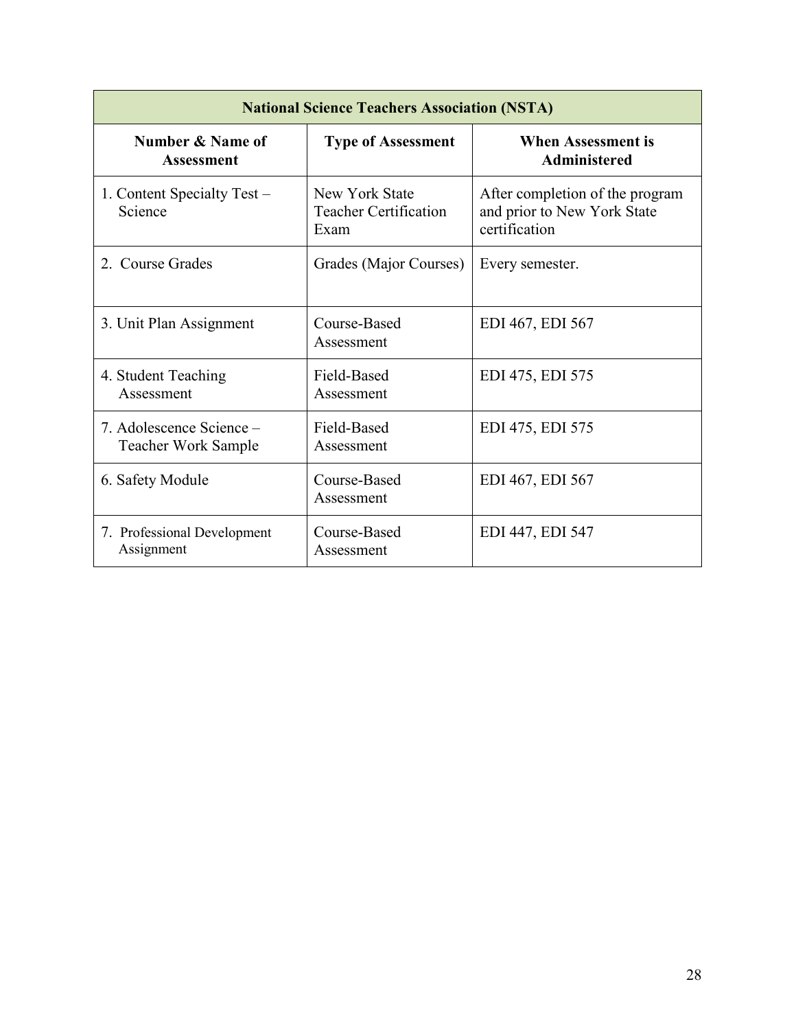| National Science Teachers Association (NSTA) | | |
|---|---|---|
| **Number & Name of Assessment** | **Type of Assessment** | **When Assessment is Administered** |
| 1. Content Specialty Test – Science | New York State Teacher Certification Exam | After completion of the program and prior to New York State certification |
| 2. Course Grades | Grades (Major Courses) | Every semester. |
| 3. Unit Plan Assignment | Course-Based Assessment | EDI 467, EDI 567 |
| 4. Student Teaching Assessment | Field-Based Assessment | EDI 475, EDI 575 |
| 7. Adolescence Science – Teacher Work Sample | Field-Based Assessment | EDI 475, EDI 575 |
| 6. Safety Module | Course-Based Assessment | EDI 467, EDI 567 |
| 7. Professional Development Assignment | Course-Based Assessment | EDI 447, EDI 547 |